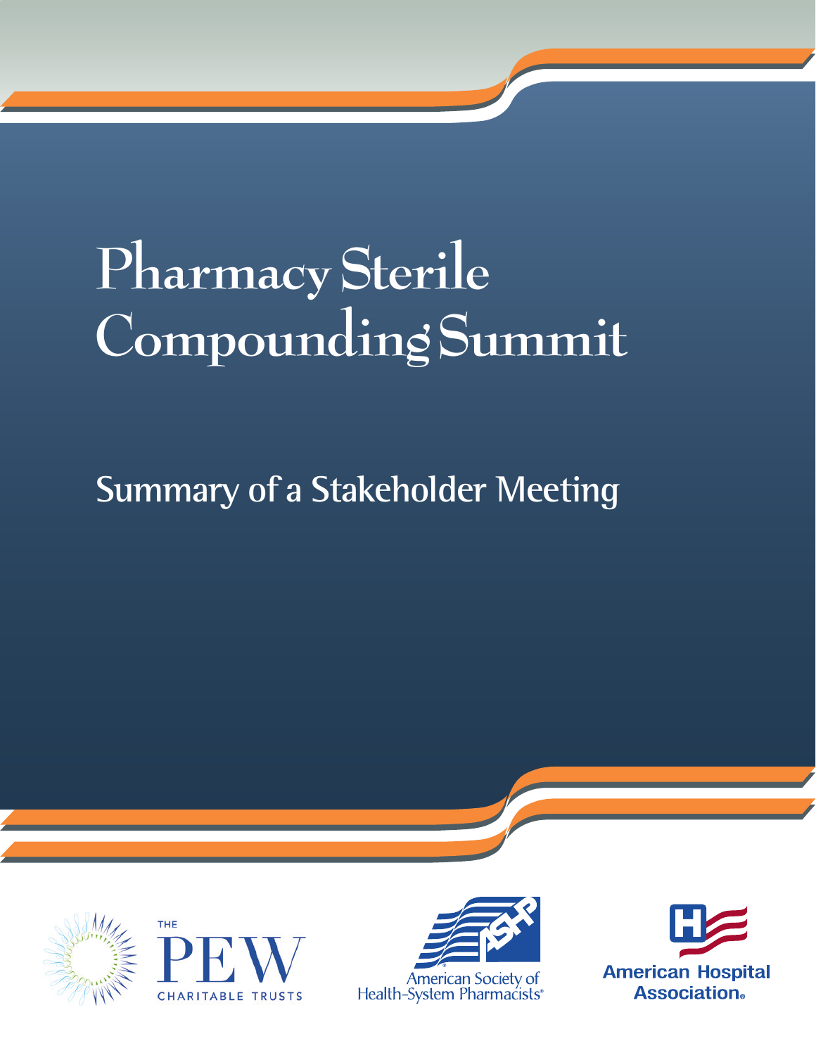# Pharmacy Sterile Compounding Summit

## Summary of a Stakeholder Meeting

THE PEW CHARITABLE TRUSTS

American Society of Health-System Pharmacists®

American Hospital Association®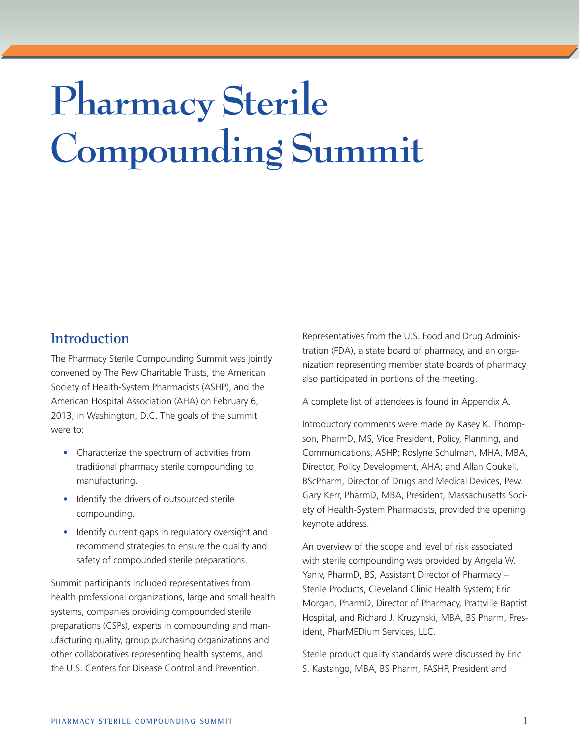# Pharmacy Sterile Compounding Summit

## Introduction

The Pharmacy Sterile Compounding Summit was jointly convened by The Pew Charitable Trusts, the American Society of Health-System Pharmacists (ASHP), and the American Hospital Association (AHA) on February 6, 2013, in Washington, D.C. The goals of the summit were to:

- Characterize the spectrum of activities from traditional pharmacy sterile compounding to manufacturing.
- Identify the drivers of outsourced sterile compounding.
- Identify current gaps in regulatory oversight and recommend strategies to ensure the quality and safety of compounded sterile preparations.

Summit participants included representatives from health professional organizations, large and small health systems, companies providing compounded sterile preparations (CSPs), experts in compounding and manufacturing quality, group purchasing organizations and other collaboratives representing health systems, and the U.S. Centers for Disease Control and Prevention.

Representatives from the U.S. Food and Drug Administration (FDA), a state board of pharmacy, and an organization representing member state boards of pharmacy also participated in portions of the meeting.

A complete list of attendees is found in Appendix A.

Introductory comments were made by Kasey K. Thompson, PharmD, MS, Vice President, Policy, Planning, and Communications, ASHP; Roslyne Schulman, MHA, MBA, Director, Policy Development, AHA; and Allan Coukell, BScPharm, Director of Drugs and Medical Devices, Pew. Gary Kerr, PharmD, MBA, President, Massachusetts Society of Health-System Pharmacists, provided the opening keynote address.

An overview of the scope and level of risk associated with sterile compounding was provided by Angela W. Yaniv, PharmD, BS, Assistant Director of Pharmacy – Sterile Products, Cleveland Clinic Health System; Eric Morgan, PharmD, Director of Pharmacy, Prattville Baptist Hospital, and Richard J. Kruzynski, MBA, BS Pharm, President, PharMEDium Services, LLC.

Sterile product quality standards were discussed by Eric S. Kastango, MBA, BS Pharm, FASHP, President and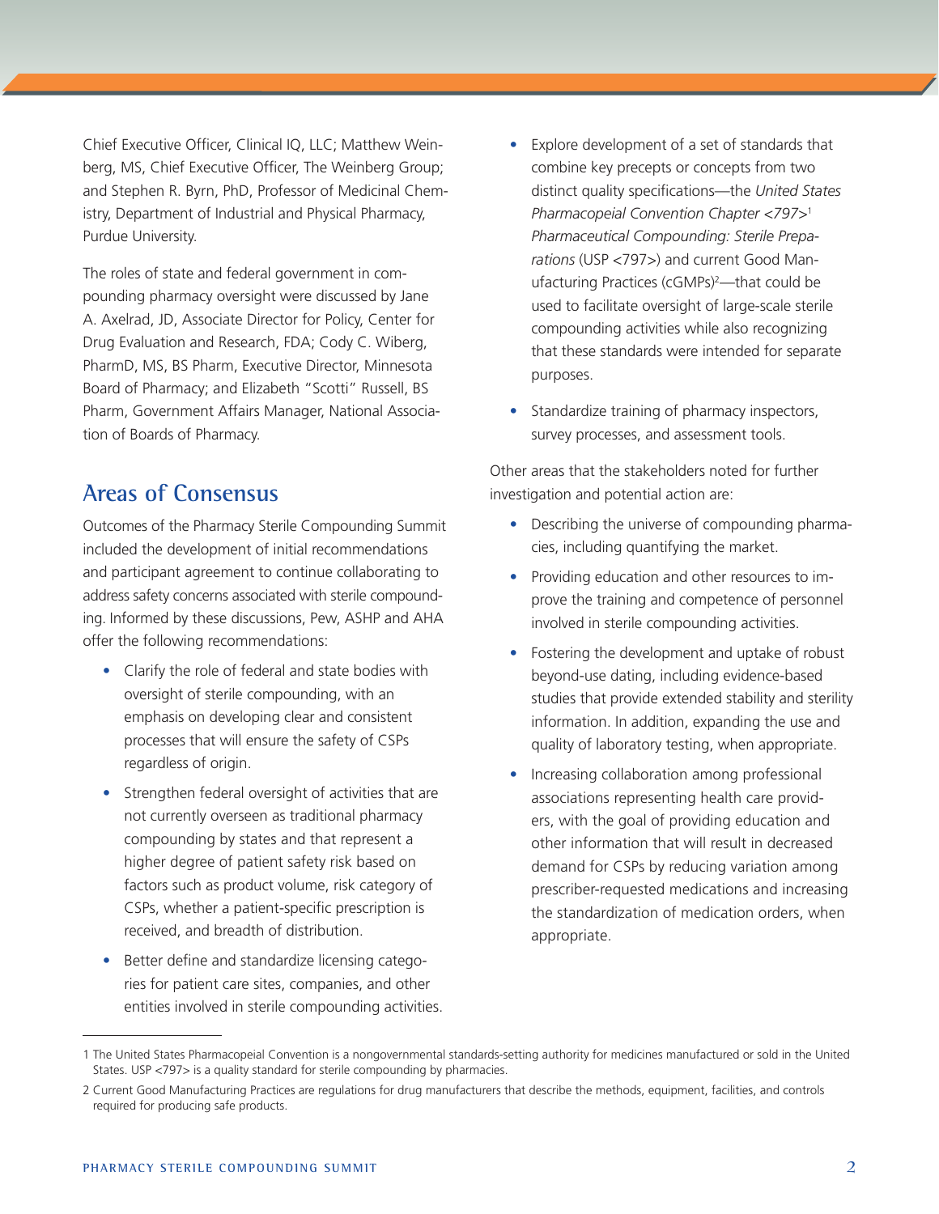Chief Executive Officer, Clinical IQ, LLC; Matthew Weinberg, MS, Chief Executive Officer, The Weinberg Group; and Stephen R. Byrn, PhD, Professor of Medicinal Chemistry, Department of Industrial and Physical Pharmacy, Purdue University.

The roles of state and federal government in compounding pharmacy oversight were discussed by Jane A. Axelrad, JD, Associate Director for Policy, Center for Drug Evaluation and Research, FDA; Cody C. Wiberg, PharmD, MS, BS Pharm, Executive Director, Minnesota Board of Pharmacy; and Elizabeth "Scotti" Russell, BS Pharm, Government Affairs Manager, National Association of Boards of Pharmacy.

## Areas of Consensus

Outcomes of the Pharmacy Sterile Compounding Summit included the development of initial recommendations and participant agreement to continue collaborating to address safety concerns associated with sterile compounding. Informed by these discussions, Pew, ASHP and AHA offer the following recommendations:

- Clarify the role of federal and state bodies with oversight of sterile compounding, with an emphasis on developing clear and consistent processes that will ensure the safety of CSPs regardless of origin.
- Strengthen federal oversight of activities that are not currently overseen as traditional pharmacy compounding by states and that represent a higher degree of patient safety risk based on factors such as product volume, risk category of CSPs, whether a patient-specific prescription is received, and breadth of distribution.
- Better define and standardize licensing categories for patient care sites, companies, and other entities involved in sterile compounding activities.
- Explore development of a set of standards that combine key precepts or concepts from two distinct quality specifications—the *United States Pharmacopeial Convention Chapter <797>*[1] *Pharmaceutical Compounding: Sterile Preparations* (USP <797>) and current Good Manufacturing Practices (cGMPs)[2]—that could be used to facilitate oversight of large-scale sterile compounding activities while also recognizing that these standards were intended for separate purposes.
- Standardize training of pharmacy inspectors, survey processes, and assessment tools.

Other areas that the stakeholders noted for further investigation and potential action are:

- Describing the universe of compounding pharmacies, including quantifying the market.
- Providing education and other resources to improve the training and competence of personnel involved in sterile compounding activities.
- Fostering the development and uptake of robust beyond-use dating, including evidence-based studies that provide extended stability and sterility information. In addition, expanding the use and quality of laboratory testing, when appropriate.
- Increasing collaboration among professional associations representing health care providers, with the goal of providing education and other information that will result in decreased demand for CSPs by reducing variation among prescriber-requested medications and increasing the standardization of medication orders, when appropriate.

---

1 The United States Pharmacopeial Convention is a nongovernmental standards-setting authority for medicines manufactured or sold in the United States. USP <797> is a quality standard for sterile compounding by pharmacies.

2 Current Good Manufacturing Practices are regulations for drug manufacturers that describe the methods, equipment, facilities, and controls required for producing safe products.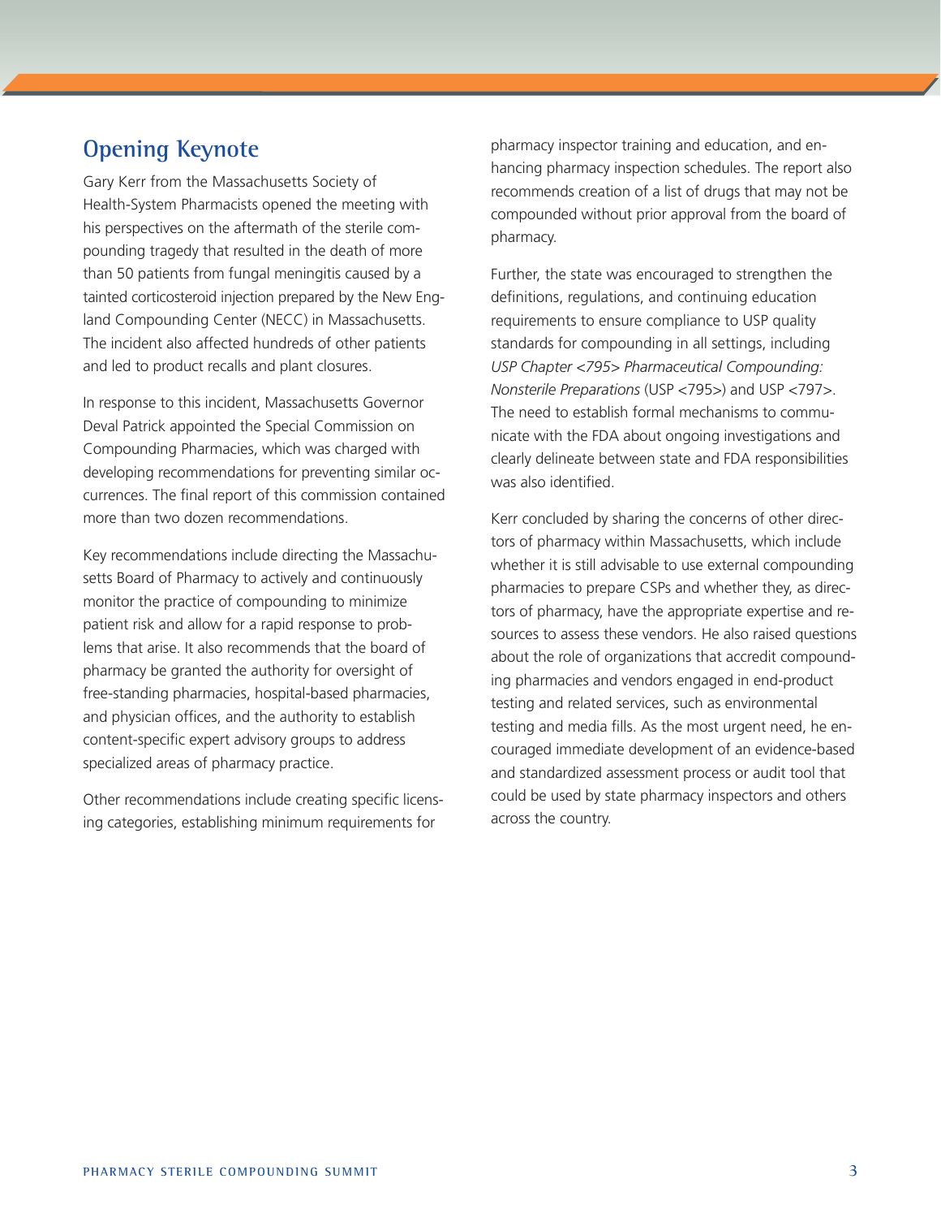## Opening Keynote

Gary Kerr from the Massachusetts Society of Health-System Pharmacists opened the meeting with his perspectives on the aftermath of the sterile compounding tragedy that resulted in the death of more than 50 patients from fungal meningitis caused by a tainted corticosteroid injection prepared by the New England Compounding Center (NECC) in Massachusetts. The incident also affected hundreds of other patients and led to product recalls and plant closures.

In response to this incident, Massachusetts Governor Deval Patrick appointed the Special Commission on Compounding Pharmacies, which was charged with developing recommendations for preventing similar occurrences. The final report of this commission contained more than two dozen recommendations.

Key recommendations include directing the Massachusetts Board of Pharmacy to actively and continuously monitor the practice of compounding to minimize patient risk and allow for a rapid response to problems that arise. It also recommends that the board of pharmacy be granted the authority for oversight of free-standing pharmacies, hospital-based pharmacies, and physician offices, and the authority to establish content-specific expert advisory groups to address specialized areas of pharmacy practice.

Other recommendations include creating specific licensing categories, establishing minimum requirements for pharmacy inspector training and education, and enhancing pharmacy inspection schedules. The report also recommends creation of a list of drugs that may not be compounded without prior approval from the board of pharmacy.

Further, the state was encouraged to strengthen the definitions, regulations, and continuing education requirements to ensure compliance to USP quality standards for compounding in all settings, including *USP Chapter <795> Pharmaceutical Compounding: Nonsterile Preparations* (USP <795>) and USP <797>. The need to establish formal mechanisms to communicate with the FDA about ongoing investigations and clearly delineate between state and FDA responsibilities was also identified.

Kerr concluded by sharing the concerns of other directors of pharmacy within Massachusetts, which include whether it is still advisable to use external compounding pharmacies to prepare CSPs and whether they, as directors of pharmacy, have the appropriate expertise and resources to assess these vendors. He also raised questions about the role of organizations that accredit compounding pharmacies and vendors engaged in end-product testing and related services, such as environmental testing and media fills. As the most urgent need, he encouraged immediate development of an evidence-based and standardized assessment process or audit tool that could be used by state pharmacy inspectors and others across the country.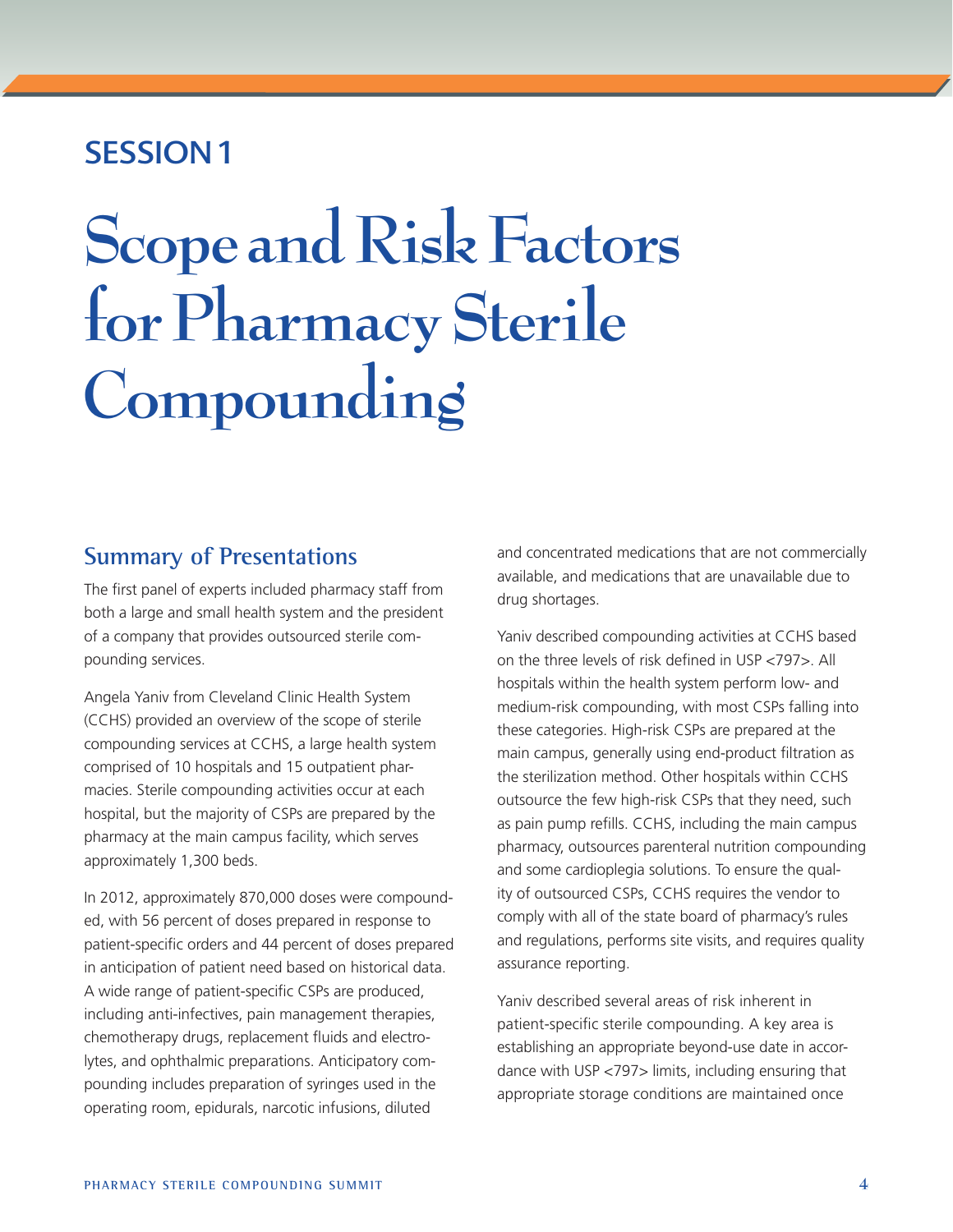## SESSION 1

# Scope and Risk Factors for Pharmacy Sterile Compounding

### Summary of Presentations

The first panel of experts included pharmacy staff from both a large and small health system and the president of a company that provides outsourced sterile compounding services.

Angela Yaniv from Cleveland Clinic Health System (CCHS) provided an overview of the scope of sterile compounding services at CCHS, a large health system comprised of 10 hospitals and 15 outpatient pharmacies. Sterile compounding activities occur at each hospital, but the majority of CSPs are prepared by the pharmacy at the main campus facility, which serves approximately 1,300 beds.

In 2012, approximately 870,000 doses were compounded, with 56 percent of doses prepared in response to patient-specific orders and 44 percent of doses prepared in anticipation of patient need based on historical data. A wide range of patient-specific CSPs are produced, including anti-infectives, pain management therapies, chemotherapy drugs, replacement fluids and electrolytes, and ophthalmic preparations. Anticipatory compounding includes preparation of syringes used in the operating room, epidurals, narcotic infusions, diluted and concentrated medications that are not commercially available, and medications that are unavailable due to drug shortages.

Yaniv described compounding activities at CCHS based on the three levels of risk defined in USP <797>. All hospitals within the health system perform low- and medium-risk compounding, with most CSPs falling into these categories. High-risk CSPs are prepared at the main campus, generally using end-product filtration as the sterilization method. Other hospitals within CCHS outsource the few high-risk CSPs that they need, such as pain pump refills. CCHS, including the main campus pharmacy, outsources parenteral nutrition compounding and some cardioplegia solutions. To ensure the quality of outsourced CSPs, CCHS requires the vendor to comply with all of the state board of pharmacy's rules and regulations, performs site visits, and requires quality assurance reporting.

Yaniv described several areas of risk inherent in patient-specific sterile compounding. A key area is establishing an appropriate beyond-use date in accordance with USP <797> limits, including ensuring that appropriate storage conditions are maintained once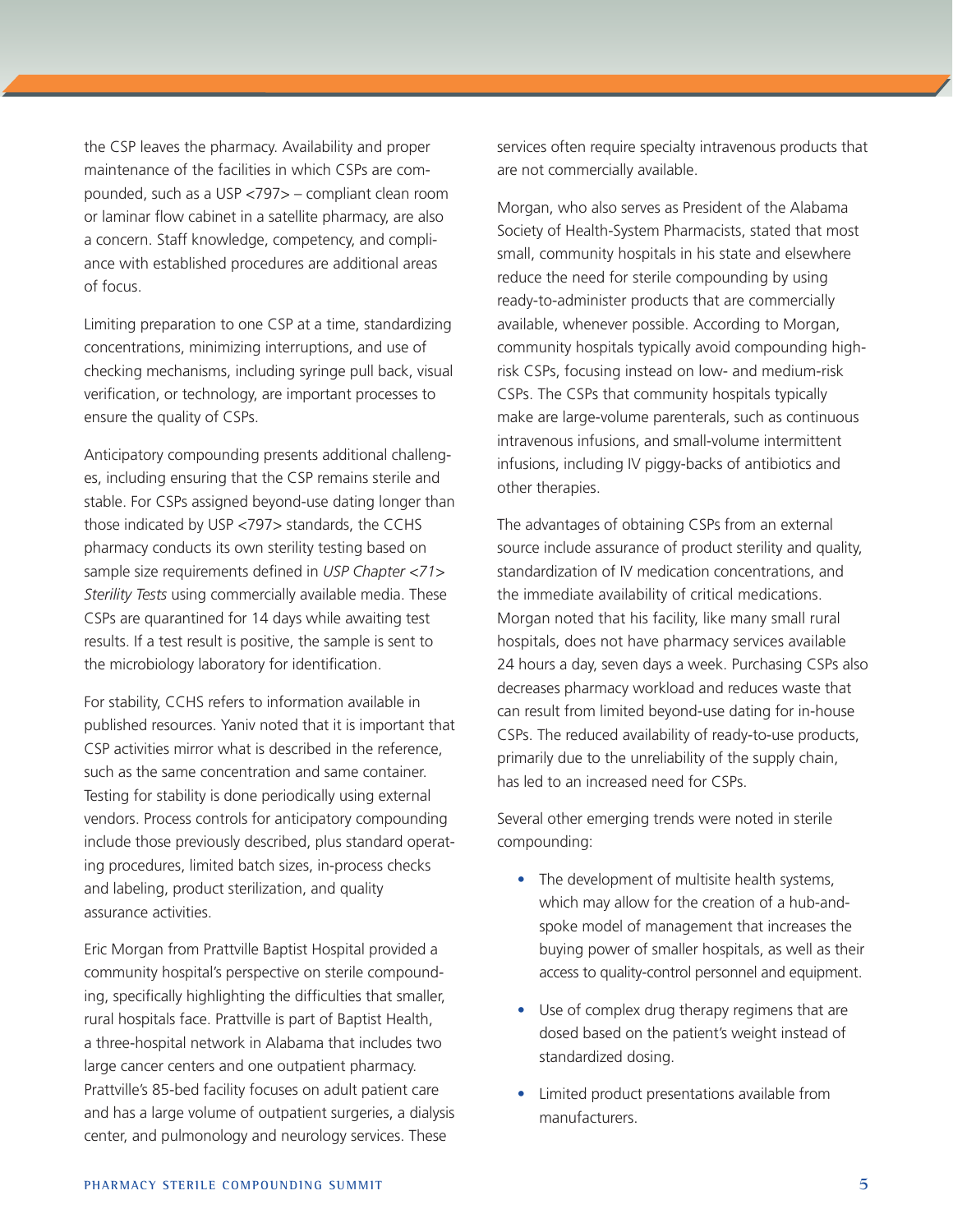the CSP leaves the pharmacy. Availability and proper maintenance of the facilities in which CSPs are compounded, such as a USP <797> – compliant clean room or laminar flow cabinet in a satellite pharmacy, are also a concern. Staff knowledge, competency, and compliance with established procedures are additional areas of focus.

Limiting preparation to one CSP at a time, standardizing concentrations, minimizing interruptions, and use of checking mechanisms, including syringe pull back, visual verification, or technology, are important processes to ensure the quality of CSPs.

Anticipatory compounding presents additional challenges, including ensuring that the CSP remains sterile and stable. For CSPs assigned beyond-use dating longer than those indicated by USP <797> standards, the CCHS pharmacy conducts its own sterility testing based on sample size requirements defined in *USP Chapter <71> Sterility Tests* using commercially available media. These CSPs are quarantined for 14 days while awaiting test results. If a test result is positive, the sample is sent to the microbiology laboratory for identification.

For stability, CCHS refers to information available in published resources. Yaniv noted that it is important that CSP activities mirror what is described in the reference, such as the same concentration and same container. Testing for stability is done periodically using external vendors. Process controls for anticipatory compounding include those previously described, plus standard operating procedures, limited batch sizes, in-process checks and labeling, product sterilization, and quality assurance activities.

Eric Morgan from Prattville Baptist Hospital provided a community hospital's perspective on sterile compounding, specifically highlighting the difficulties that smaller, rural hospitals face. Prattville is part of Baptist Health, a three-hospital network in Alabama that includes two large cancer centers and one outpatient pharmacy. Prattville's 85-bed facility focuses on adult patient care and has a large volume of outpatient surgeries, a dialysis center, and pulmonology and neurology services. These services often require specialty intravenous products that are not commercially available.

Morgan, who also serves as President of the Alabama Society of Health-System Pharmacists, stated that most small, community hospitals in his state and elsewhere reduce the need for sterile compounding by using ready-to-administer products that are commercially available, whenever possible. According to Morgan, community hospitals typically avoid compounding high-risk CSPs, focusing instead on low- and medium-risk CSPs. The CSPs that community hospitals typically make are large-volume parenterals, such as continuous intravenous infusions, and small-volume intermittent infusions, including IV piggy-backs of antibiotics and other therapies.

The advantages of obtaining CSPs from an external source include assurance of product sterility and quality, standardization of IV medication concentrations, and the immediate availability of critical medications. Morgan noted that his facility, like many small rural hospitals, does not have pharmacy services available 24 hours a day, seven days a week. Purchasing CSPs also decreases pharmacy workload and reduces waste that can result from limited beyond-use dating for in-house CSPs. The reduced availability of ready-to-use products, primarily due to the unreliability of the supply chain, has led to an increased need for CSPs.

Several other emerging trends were noted in sterile compounding:

- The development of multisite health systems, which may allow for the creation of a hub-and-spoke model of management that increases the buying power of smaller hospitals, as well as their access to quality-control personnel and equipment.
- Use of complex drug therapy regimens that are dosed based on the patient's weight instead of standardized dosing.
- Limited product presentations available from manufacturers.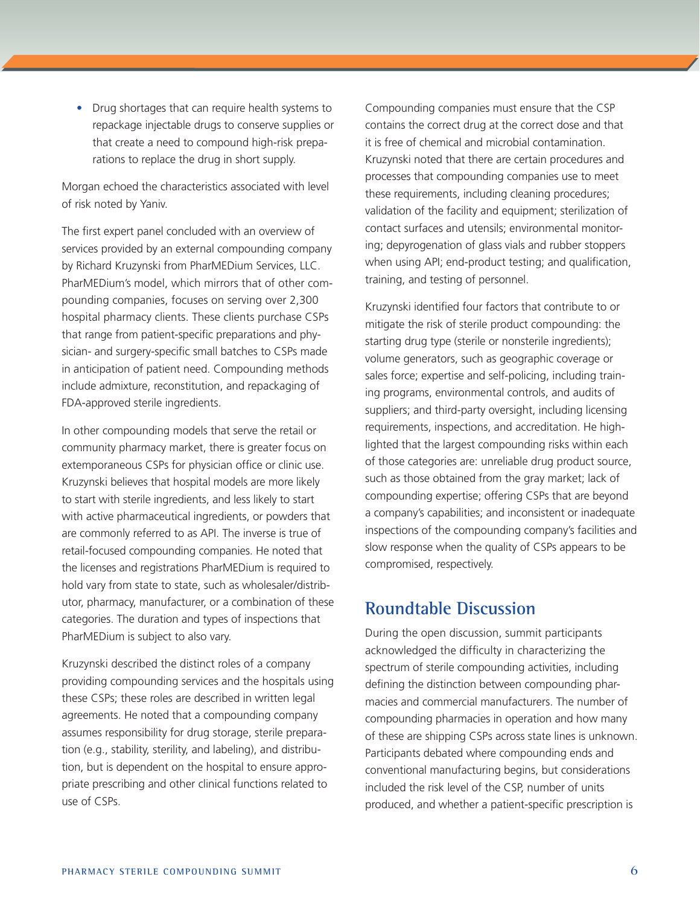- Drug shortages that can require health systems to repackage injectable drugs to conserve supplies or that create a need to compound high-risk preparations to replace the drug in short supply.

Morgan echoed the characteristics associated with level of risk noted by Yaniv.

The first expert panel concluded with an overview of services provided by an external compounding company by Richard Kruzynski from PharMEDium Services, LLC. PharMEDium's model, which mirrors that of other compounding companies, focuses on serving over 2,300 hospital pharmacy clients. These clients purchase CSPs that range from patient-specific preparations and physician- and surgery-specific small batches to CSPs made in anticipation of patient need. Compounding methods include admixture, reconstitution, and repackaging of FDA-approved sterile ingredients.

In other compounding models that serve the retail or community pharmacy market, there is greater focus on extemporaneous CSPs for physician office or clinic use. Kruzynski believes that hospital models are more likely to start with sterile ingredients, and less likely to start with active pharmaceutical ingredients, or powders that are commonly referred to as API. The inverse is true of retail-focused compounding companies. He noted that the licenses and registrations PharMEDium is required to hold vary from state to state, such as wholesaler/distributor, pharmacy, manufacturer, or a combination of these categories. The duration and types of inspections that PharMEDium is subject to also vary.

Kruzynski described the distinct roles of a company providing compounding services and the hospitals using these CSPs; these roles are described in written legal agreements. He noted that a compounding company assumes responsibility for drug storage, sterile preparation (e.g., stability, sterility, and labeling), and distribution, but is dependent on the hospital to ensure appropriate prescribing and other clinical functions related to use of CSPs.

Compounding companies must ensure that the CSP contains the correct drug at the correct dose and that it is free of chemical and microbial contamination. Kruzynski noted that there are certain procedures and processes that compounding companies use to meet these requirements, including cleaning procedures; validation of the facility and equipment; sterilization of contact surfaces and utensils; environmental monitoring; depyrogenation of glass vials and rubber stoppers when using API; end-product testing; and qualification, training, and testing of personnel.

Kruzynski identified four factors that contribute to or mitigate the risk of sterile product compounding: the starting drug type (sterile or nonsterile ingredients); volume generators, such as geographic coverage or sales force; expertise and self-policing, including training programs, environmental controls, and audits of suppliers; and third-party oversight, including licensing requirements, inspections, and accreditation. He highlighted that the largest compounding risks within each of those categories are: unreliable drug product source, such as those obtained from the gray market; lack of compounding expertise; offering CSPs that are beyond a company's capabilities; and inconsistent or inadequate inspections of the compounding company's facilities and slow response when the quality of CSPs appears to be compromised, respectively.

## Roundtable Discussion

During the open discussion, summit participants acknowledged the difficulty in characterizing the spectrum of sterile compounding activities, including defining the distinction between compounding pharmacies and commercial manufacturers. The number of compounding pharmacies in operation and how many of these are shipping CSPs across state lines is unknown. Participants debated where compounding ends and conventional manufacturing begins, but considerations included the risk level of the CSP, number of units produced, and whether a patient-specific prescription is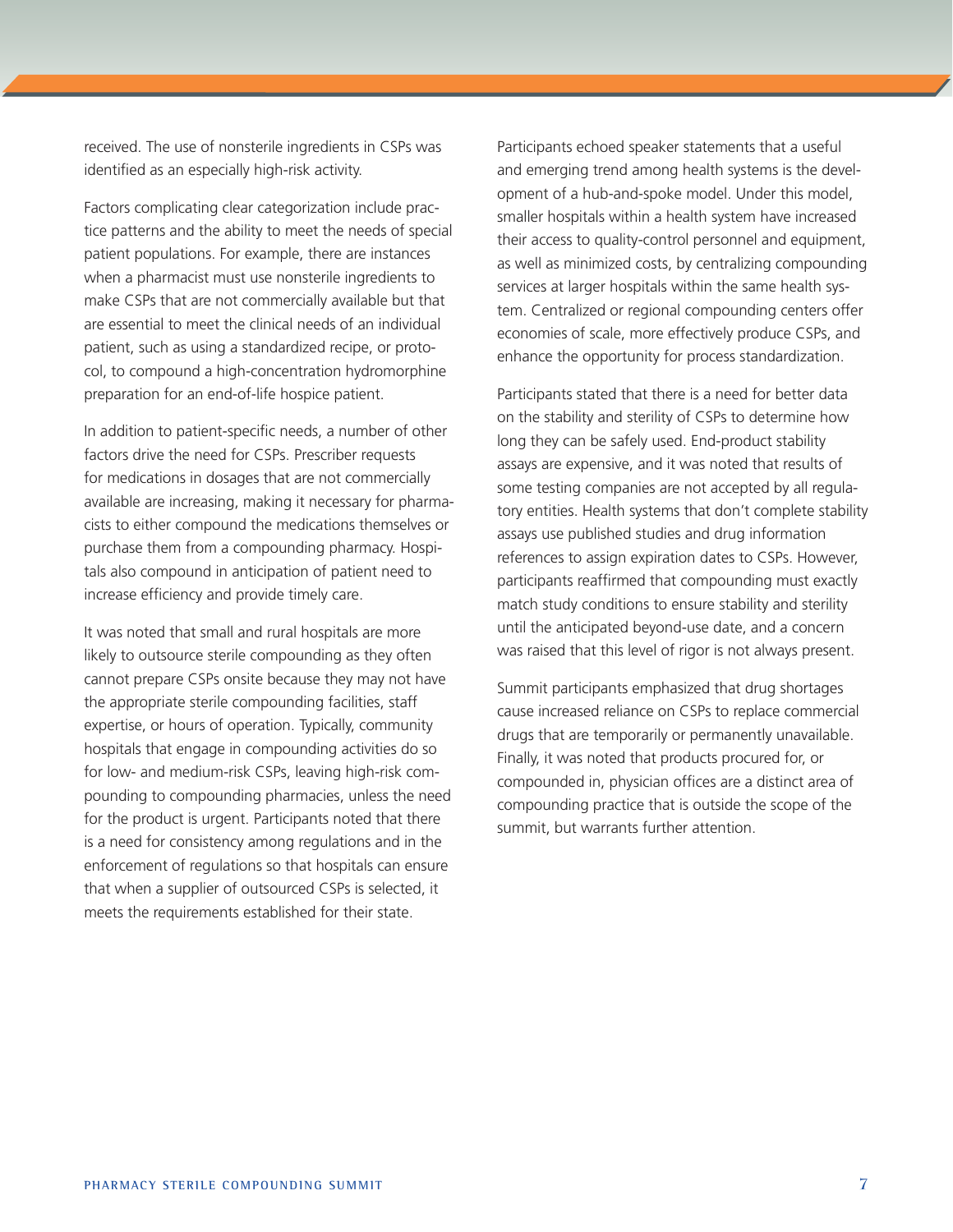received. The use of nonsterile ingredients in CSPs was identified as an especially high-risk activity.

Factors complicating clear categorization include practice patterns and the ability to meet the needs of special patient populations. For example, there are instances when a pharmacist must use nonsterile ingredients to make CSPs that are not commercially available but that are essential to meet the clinical needs of an individual patient, such as using a standardized recipe, or protocol, to compound a high-concentration hydromorphine preparation for an end-of-life hospice patient.

In addition to patient-specific needs, a number of other factors drive the need for CSPs. Prescriber requests for medications in dosages that are not commercially available are increasing, making it necessary for pharmacists to either compound the medications themselves or purchase them from a compounding pharmacy. Hospitals also compound in anticipation of patient need to increase efficiency and provide timely care.

It was noted that small and rural hospitals are more likely to outsource sterile compounding as they often cannot prepare CSPs onsite because they may not have the appropriate sterile compounding facilities, staff expertise, or hours of operation. Typically, community hospitals that engage in compounding activities do so for low- and medium-risk CSPs, leaving high-risk compounding to compounding pharmacies, unless the need for the product is urgent. Participants noted that there is a need for consistency among regulations and in the enforcement of regulations so that hospitals can ensure that when a supplier of outsourced CSPs is selected, it meets the requirements established for their state.

Participants echoed speaker statements that a useful and emerging trend among health systems is the development of a hub-and-spoke model. Under this model, smaller hospitals within a health system have increased their access to quality-control personnel and equipment, as well as minimized costs, by centralizing compounding services at larger hospitals within the same health system. Centralized or regional compounding centers offer economies of scale, more effectively produce CSPs, and enhance the opportunity for process standardization.

Participants stated that there is a need for better data on the stability and sterility of CSPs to determine how long they can be safely used. End-product stability assays are expensive, and it was noted that results of some testing companies are not accepted by all regulatory entities. Health systems that don't complete stability assays use published studies and drug information references to assign expiration dates to CSPs. However, participants reaffirmed that compounding must exactly match study conditions to ensure stability and sterility until the anticipated beyond-use date, and a concern was raised that this level of rigor is not always present.

Summit participants emphasized that drug shortages cause increased reliance on CSPs to replace commercial drugs that are temporarily or permanently unavailable. Finally, it was noted that products procured for, or compounded in, physician offices are a distinct area of compounding practice that is outside the scope of the summit, but warrants further attention.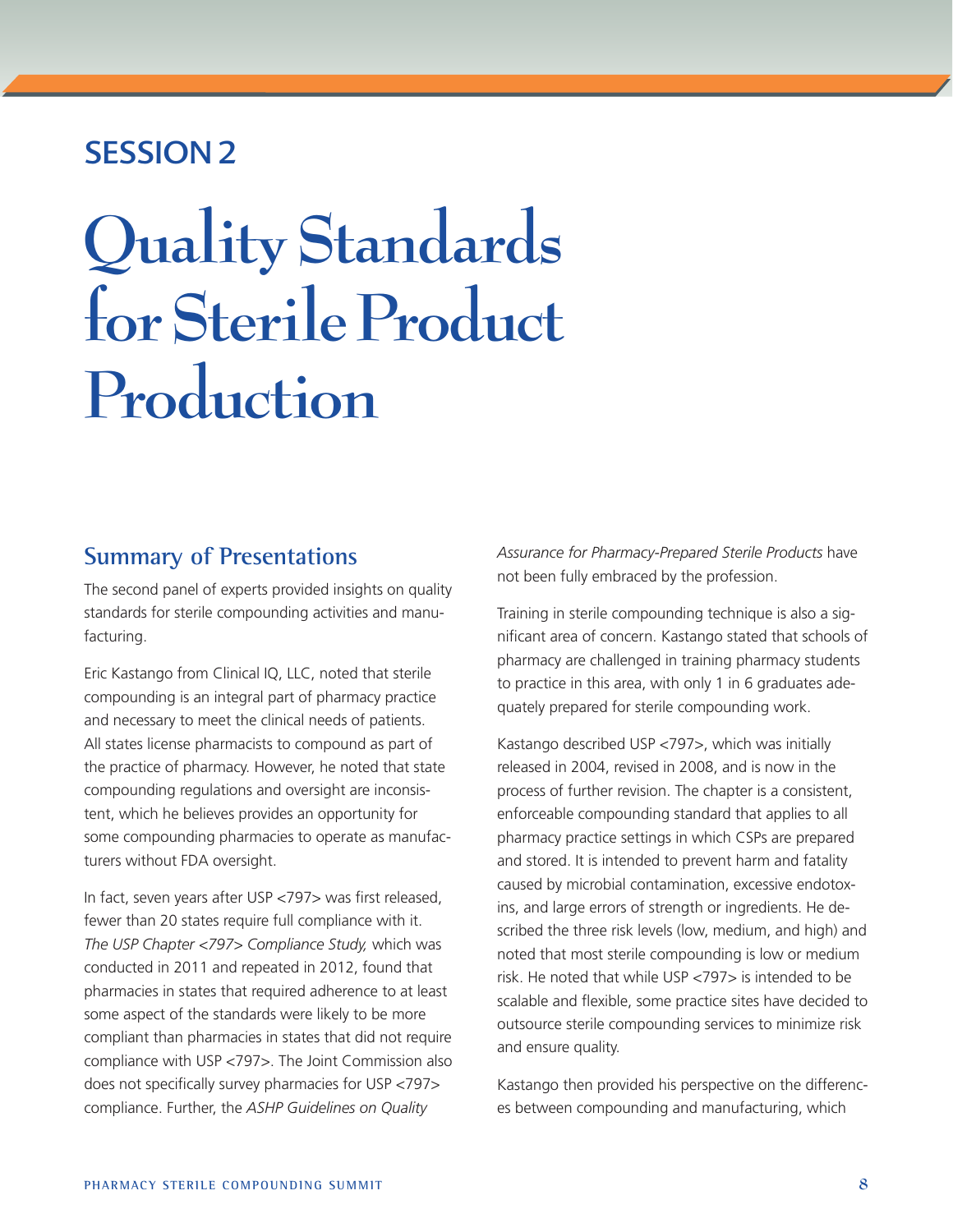## SESSION 2

# Quality Standards for Sterile Product Production

## Summary of Presentations

The second panel of experts provided insights on quality standards for sterile compounding activities and manufacturing.

Eric Kastango from Clinical IQ, LLC, noted that sterile compounding is an integral part of pharmacy practice and necessary to meet the clinical needs of patients. All states license pharmacists to compound as part of the practice of pharmacy. However, he noted that state compounding regulations and oversight are inconsistent, which he believes provides an opportunity for some compounding pharmacies to operate as manufacturers without FDA oversight.

In fact, seven years after USP <797> was first released, fewer than 20 states require full compliance with it. *The USP Chapter <797> Compliance Study,* which was conducted in 2011 and repeated in 2012, found that pharmacies in states that required adherence to at least some aspect of the standards were likely to be more compliant than pharmacies in states that did not require compliance with USP <797>. The Joint Commission also does not specifically survey pharmacies for USP <797> compliance. Further, the *ASHP Guidelines on Quality Assurance for Pharmacy-Prepared Sterile Products* have not been fully embraced by the profession.

Training in sterile compounding technique is also a significant area of concern. Kastango stated that schools of pharmacy are challenged in training pharmacy students to practice in this area, with only 1 in 6 graduates adequately prepared for sterile compounding work.

Kastango described USP <797>, which was initially released in 2004, revised in 2008, and is now in the process of further revision. The chapter is a consistent, enforceable compounding standard that applies to all pharmacy practice settings in which CSPs are prepared and stored. It is intended to prevent harm and fatality caused by microbial contamination, excessive endotoxins, and large errors of strength or ingredients. He described the three risk levels (low, medium, and high) and noted that most sterile compounding is low or medium risk. He noted that while USP <797> is intended to be scalable and flexible, some practice sites have decided to outsource sterile compounding services to minimize risk and ensure quality.

Kastango then provided his perspective on the differences between compounding and manufacturing, which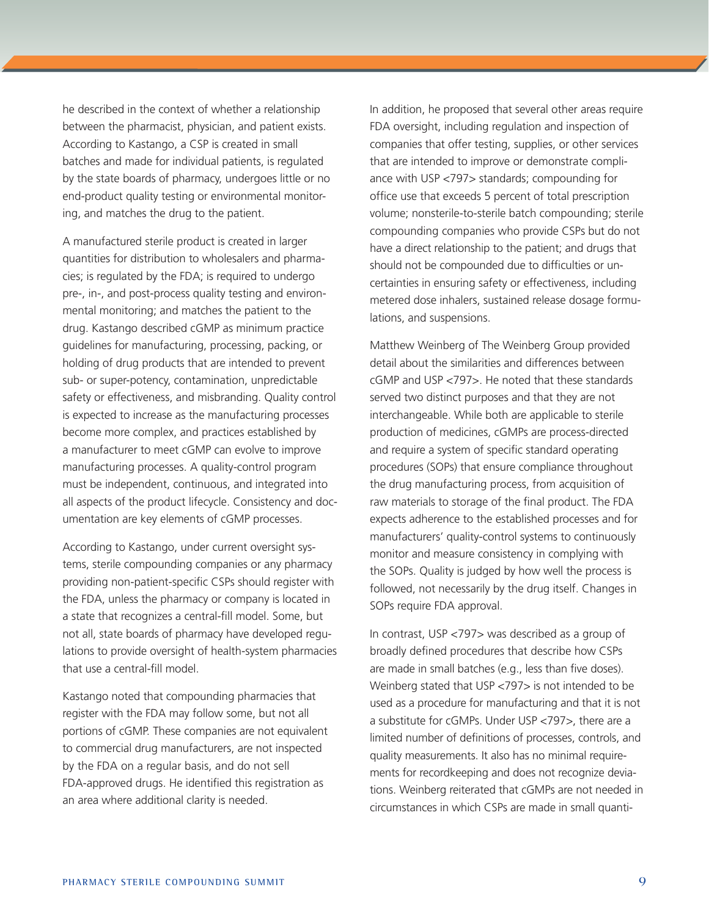he described in the context of whether a relationship between the pharmacist, physician, and patient exists. According to Kastango, a CSP is created in small batches and made for individual patients, is regulated by the state boards of pharmacy, undergoes little or no end-product quality testing or environmental monitoring, and matches the drug to the patient.

A manufactured sterile product is created in larger quantities for distribution to wholesalers and pharmacies; is regulated by the FDA; is required to undergo pre-, in-, and post-process quality testing and environmental monitoring; and matches the patient to the drug. Kastango described cGMP as minimum practice guidelines for manufacturing, processing, packing, or holding of drug products that are intended to prevent sub- or super-potency, contamination, unpredictable safety or effectiveness, and misbranding. Quality control is expected to increase as the manufacturing processes become more complex, and practices established by a manufacturer to meet cGMP can evolve to improve manufacturing processes. A quality-control program must be independent, continuous, and integrated into all aspects of the product lifecycle. Consistency and documentation are key elements of cGMP processes.

According to Kastango, under current oversight systems, sterile compounding companies or any pharmacy providing non-patient-specific CSPs should register with the FDA, unless the pharmacy or company is located in a state that recognizes a central-fill model. Some, but not all, state boards of pharmacy have developed regulations to provide oversight of health-system pharmacies that use a central-fill model.

Kastango noted that compounding pharmacies that register with the FDA may follow some, but not all portions of cGMP. These companies are not equivalent to commercial drug manufacturers, are not inspected by the FDA on a regular basis, and do not sell FDA-approved drugs. He identified this registration as an area where additional clarity is needed.

In addition, he proposed that several other areas require FDA oversight, including regulation and inspection of companies that offer testing, supplies, or other services that are intended to improve or demonstrate compliance with USP <797> standards; compounding for office use that exceeds 5 percent of total prescription volume; nonsterile-to-sterile batch compounding; sterile compounding companies who provide CSPs but do not have a direct relationship to the patient; and drugs that should not be compounded due to difficulties or uncertainties in ensuring safety or effectiveness, including metered dose inhalers, sustained release dosage formulations, and suspensions.

Matthew Weinberg of The Weinberg Group provided detail about the similarities and differences between cGMP and USP <797>. He noted that these standards served two distinct purposes and that they are not interchangeable. While both are applicable to sterile production of medicines, cGMPs are process-directed and require a system of specific standard operating procedures (SOPs) that ensure compliance throughout the drug manufacturing process, from acquisition of raw materials to storage of the final product. The FDA expects adherence to the established processes and for manufacturers' quality-control systems to continuously monitor and measure consistency in complying with the SOPs. Quality is judged by how well the process is followed, not necessarily by the drug itself. Changes in SOPs require FDA approval.

In contrast, USP <797> was described as a group of broadly defined procedures that describe how CSPs are made in small batches (e.g., less than five doses). Weinberg stated that USP <797> is not intended to be used as a procedure for manufacturing and that it is not a substitute for cGMPs. Under USP <797>, there are a limited number of definitions of processes, controls, and quality measurements. It also has no minimal requirements for recordkeeping and does not recognize deviations. Weinberg reiterated that cGMPs are not needed in circumstances in which CSPs are made in small quanti-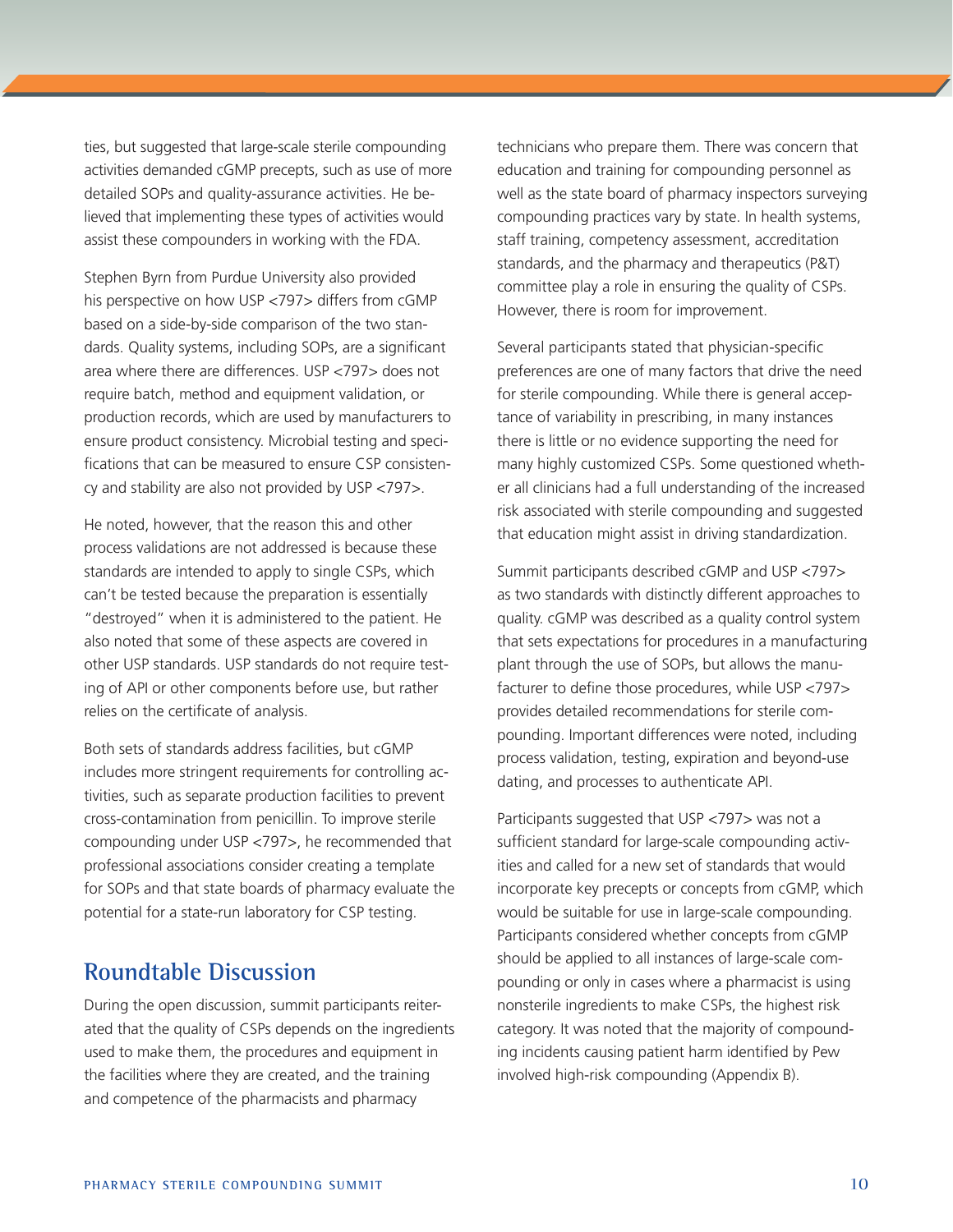ties, but suggested that large-scale sterile compounding activities demanded cGMP precepts, such as use of more detailed SOPs and quality-assurance activities. He believed that implementing these types of activities would assist these compounders in working with the FDA.

Stephen Byrn from Purdue University also provided his perspective on how USP <797> differs from cGMP based on a side-by-side comparison of the two standards. Quality systems, including SOPs, are a significant area where there are differences. USP <797> does not require batch, method and equipment validation, or production records, which are used by manufacturers to ensure product consistency. Microbial testing and specifications that can be measured to ensure CSP consistency and stability are also not provided by USP <797>.

He noted, however, that the reason this and other process validations are not addressed is because these standards are intended to apply to single CSPs, which can't be tested because the preparation is essentially "destroyed" when it is administered to the patient. He also noted that some of these aspects are covered in other USP standards. USP standards do not require testing of API or other components before use, but rather relies on the certificate of analysis.

Both sets of standards address facilities, but cGMP includes more stringent requirements for controlling activities, such as separate production facilities to prevent cross-contamination from penicillin. To improve sterile compounding under USP <797>, he recommended that professional associations consider creating a template for SOPs and that state boards of pharmacy evaluate the potential for a state-run laboratory for CSP testing.

## Roundtable Discussion

During the open discussion, summit participants reiterated that the quality of CSPs depends on the ingredients used to make them, the procedures and equipment in the facilities where they are created, and the training and competence of the pharmacists and pharmacy technicians who prepare them. There was concern that education and training for compounding personnel as well as the state board of pharmacy inspectors surveying compounding practices vary by state. In health systems, staff training, competency assessment, accreditation standards, and the pharmacy and therapeutics (P&T) committee play a role in ensuring the quality of CSPs. However, there is room for improvement.

Several participants stated that physician-specific preferences are one of many factors that drive the need for sterile compounding. While there is general acceptance of variability in prescribing, in many instances there is little or no evidence supporting the need for many highly customized CSPs. Some questioned whether all clinicians had a full understanding of the increased risk associated with sterile compounding and suggested that education might assist in driving standardization.

Summit participants described cGMP and USP <797> as two standards with distinctly different approaches to quality. cGMP was described as a quality control system that sets expectations for procedures in a manufacturing plant through the use of SOPs, but allows the manufacturer to define those procedures, while USP <797> provides detailed recommendations for sterile compounding. Important differences were noted, including process validation, testing, expiration and beyond-use dating, and processes to authenticate API.

Participants suggested that USP <797> was not a sufficient standard for large-scale compounding activities and called for a new set of standards that would incorporate key precepts or concepts from cGMP, which would be suitable for use in large-scale compounding. Participants considered whether concepts from cGMP should be applied to all instances of large-scale compounding or only in cases where a pharmacist is using nonsterile ingredients to make CSPs, the highest risk category. It was noted that the majority of compounding incidents causing patient harm identified by Pew involved high-risk compounding (Appendix B).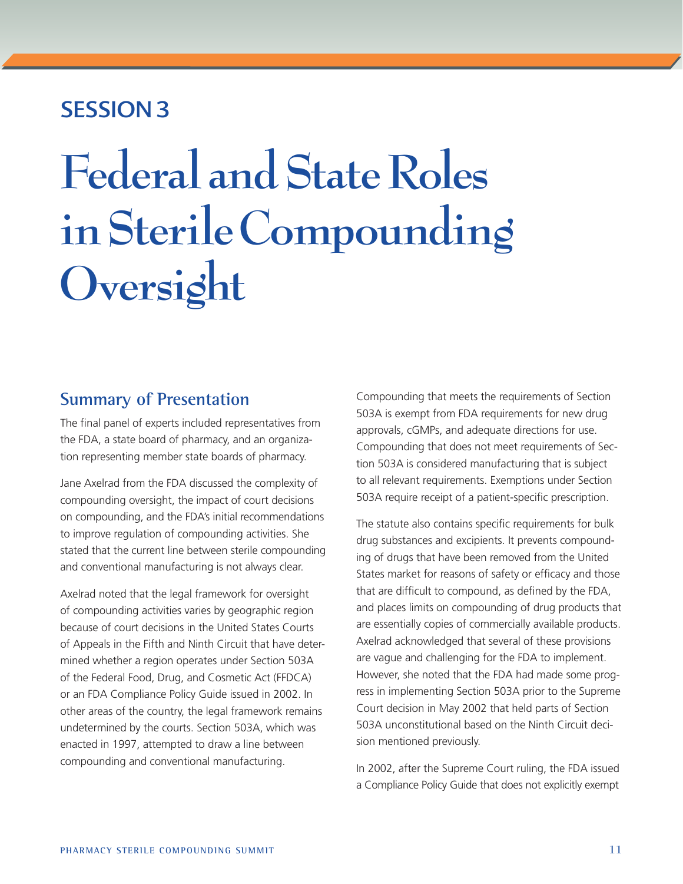## SESSION 3

# Federal and State Roles in Sterile Compounding Oversight

### Summary of Presentation

The final panel of experts included representatives from the FDA, a state board of pharmacy, and an organization representing member state boards of pharmacy.

Jane Axelrad from the FDA discussed the complexity of compounding oversight, the impact of court decisions on compounding, and the FDA's initial recommendations to improve regulation of compounding activities. She stated that the current line between sterile compounding and conventional manufacturing is not always clear.

Axelrad noted that the legal framework for oversight of compounding activities varies by geographic region because of court decisions in the United States Courts of Appeals in the Fifth and Ninth Circuit that have determined whether a region operates under Section 503A of the Federal Food, Drug, and Cosmetic Act (FFDCA) or an FDA Compliance Policy Guide issued in 2002. In other areas of the country, the legal framework remains undetermined by the courts. Section 503A, which was enacted in 1997, attempted to draw a line between compounding and conventional manufacturing.

Compounding that meets the requirements of Section 503A is exempt from FDA requirements for new drug approvals, cGMPs, and adequate directions for use. Compounding that does not meet requirements of Section 503A is considered manufacturing that is subject to all relevant requirements. Exemptions under Section 503A require receipt of a patient-specific prescription.

The statute also contains specific requirements for bulk drug substances and excipients. It prevents compounding of drugs that have been removed from the United States market for reasons of safety or efficacy and those that are difficult to compound, as defined by the FDA, and places limits on compounding of drug products that are essentially copies of commercially available products. Axelrad acknowledged that several of these provisions are vague and challenging for the FDA to implement. However, she noted that the FDA had made some progress in implementing Section 503A prior to the Supreme Court decision in May 2002 that held parts of Section 503A unconstitutional based on the Ninth Circuit decision mentioned previously.

In 2002, after the Supreme Court ruling, the FDA issued a Compliance Policy Guide that does not explicitly exempt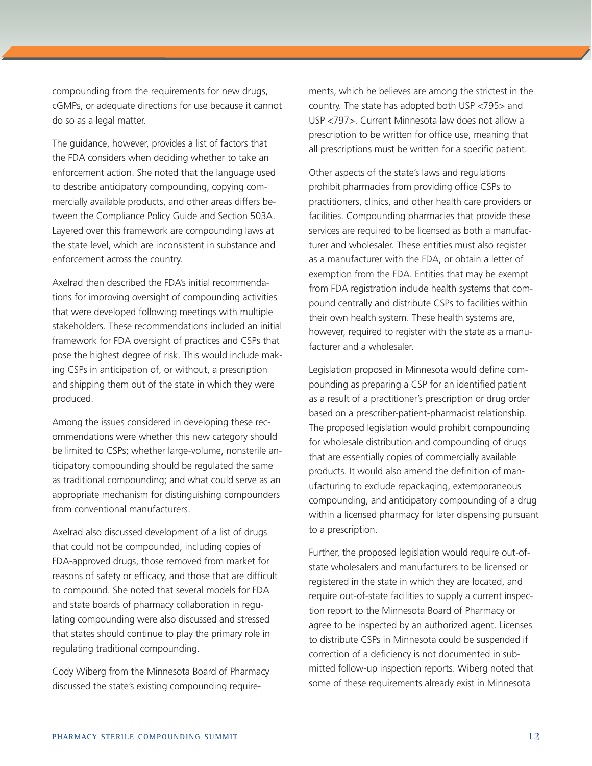compounding from the requirements for new drugs, cGMPs, or adequate directions for use because it cannot do so as a legal matter.

The guidance, however, provides a list of factors that the FDA considers when deciding whether to take an enforcement action. She noted that the language used to describe anticipatory compounding, copying commercially available products, and other areas differs between the Compliance Policy Guide and Section 503A. Layered over this framework are compounding laws at the state level, which are inconsistent in substance and enforcement across the country.

Axelrad then described the FDA's initial recommendations for improving oversight of compounding activities that were developed following meetings with multiple stakeholders. These recommendations included an initial framework for FDA oversight of practices and CSPs that pose the highest degree of risk. This would include making CSPs in anticipation of, or without, a prescription and shipping them out of the state in which they were produced.

Among the issues considered in developing these recommendations were whether this new category should be limited to CSPs; whether large-volume, nonsterile anticipatory compounding should be regulated the same as traditional compounding; and what could serve as an appropriate mechanism for distinguishing compounders from conventional manufacturers.

Axelrad also discussed development of a list of drugs that could not be compounded, including copies of FDA-approved drugs, those removed from market for reasons of safety or efficacy, and those that are difficult to compound. She noted that several models for FDA and state boards of pharmacy collaboration in regulating compounding were also discussed and stressed that states should continue to play the primary role in regulating traditional compounding.

Cody Wiberg from the Minnesota Board of Pharmacy discussed the state's existing compounding requirements, which he believes are among the strictest in the country. The state has adopted both USP <795> and USP <797>. Current Minnesota law does not allow a prescription to be written for office use, meaning that all prescriptions must be written for a specific patient.

Other aspects of the state's laws and regulations prohibit pharmacies from providing office CSPs to practitioners, clinics, and other health care providers or facilities. Compounding pharmacies that provide these services are required to be licensed as both a manufacturer and wholesaler. These entities must also register as a manufacturer with the FDA, or obtain a letter of exemption from the FDA. Entities that may be exempt from FDA registration include health systems that compound centrally and distribute CSPs to facilities within their own health system. These health systems are, however, required to register with the state as a manufacturer and a wholesaler.

Legislation proposed in Minnesota would define compounding as preparing a CSP for an identified patient as a result of a practitioner's prescription or drug order based on a prescriber-patient-pharmacist relationship. The proposed legislation would prohibit compounding for wholesale distribution and compounding of drugs that are essentially copies of commercially available products. It would also amend the definition of manufacturing to exclude repackaging, extemporaneous compounding, and anticipatory compounding of a drug within a licensed pharmacy for later dispensing pursuant to a prescription.

Further, the proposed legislation would require out-of-state wholesalers and manufacturers to be licensed or registered in the state in which they are located, and require out-of-state facilities to supply a current inspection report to the Minnesota Board of Pharmacy or agree to be inspected by an authorized agent. Licenses to distribute CSPs in Minnesota could be suspended if correction of a deficiency is not documented in submitted follow-up inspection reports. Wiberg noted that some of these requirements already exist in Minnesota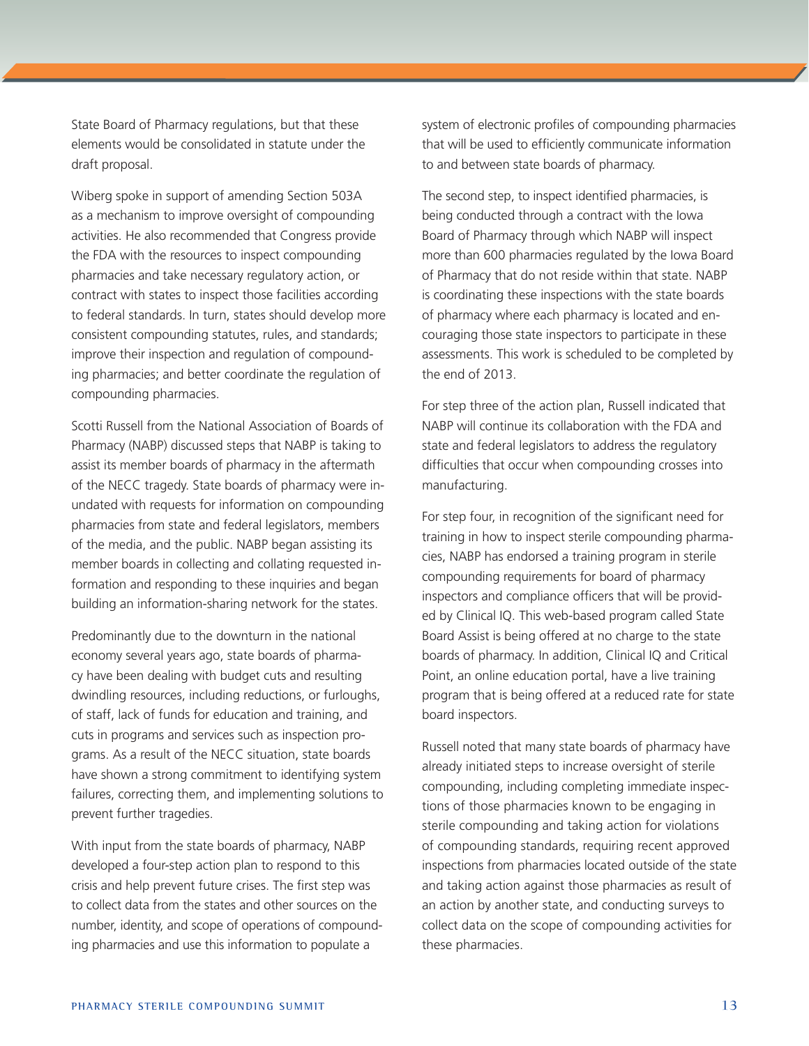State Board of Pharmacy regulations, but that these elements would be consolidated in statute under the draft proposal.

Wiberg spoke in support of amending Section 503A as a mechanism to improve oversight of compounding activities. He also recommended that Congress provide the FDA with the resources to inspect compounding pharmacies and take necessary regulatory action, or contract with states to inspect those facilities according to federal standards. In turn, states should develop more consistent compounding statutes, rules, and standards; improve their inspection and regulation of compounding pharmacies; and better coordinate the regulation of compounding pharmacies.

Scotti Russell from the National Association of Boards of Pharmacy (NABP) discussed steps that NABP is taking to assist its member boards of pharmacy in the aftermath of the NECC tragedy. State boards of pharmacy were inundated with requests for information on compounding pharmacies from state and federal legislators, members of the media, and the public. NABP began assisting its member boards in collecting and collating requested information and responding to these inquiries and began building an information-sharing network for the states.

Predominantly due to the downturn in the national economy several years ago, state boards of pharmacy have been dealing with budget cuts and resulting dwindling resources, including reductions, or furloughs, of staff, lack of funds for education and training, and cuts in programs and services such as inspection programs. As a result of the NECC situation, state boards have shown a strong commitment to identifying system failures, correcting them, and implementing solutions to prevent further tragedies.

With input from the state boards of pharmacy, NABP developed a four-step action plan to respond to this crisis and help prevent future crises. The first step was to collect data from the states and other sources on the number, identity, and scope of operations of compounding pharmacies and use this information to populate a system of electronic profiles of compounding pharmacies that will be used to efficiently communicate information to and between state boards of pharmacy.

The second step, to inspect identified pharmacies, is being conducted through a contract with the Iowa Board of Pharmacy through which NABP will inspect more than 600 pharmacies regulated by the Iowa Board of Pharmacy that do not reside within that state. NABP is coordinating these inspections with the state boards of pharmacy where each pharmacy is located and encouraging those state inspectors to participate in these assessments. This work is scheduled to be completed by the end of 2013.

For step three of the action plan, Russell indicated that NABP will continue its collaboration with the FDA and state and federal legislators to address the regulatory difficulties that occur when compounding crosses into manufacturing.

For step four, in recognition of the significant need for training in how to inspect sterile compounding pharmacies, NABP has endorsed a training program in sterile compounding requirements for board of pharmacy inspectors and compliance officers that will be provided by Clinical IQ. This web-based program called State Board Assist is being offered at no charge to the state boards of pharmacy. In addition, Clinical IQ and Critical Point, an online education portal, have a live training program that is being offered at a reduced rate for state board inspectors.

Russell noted that many state boards of pharmacy have already initiated steps to increase oversight of sterile compounding, including completing immediate inspections of those pharmacies known to be engaging in sterile compounding and taking action for violations of compounding standards, requiring recent approved inspections from pharmacies located outside of the state and taking action against those pharmacies as result of an action by another state, and conducting surveys to collect data on the scope of compounding activities for these pharmacies.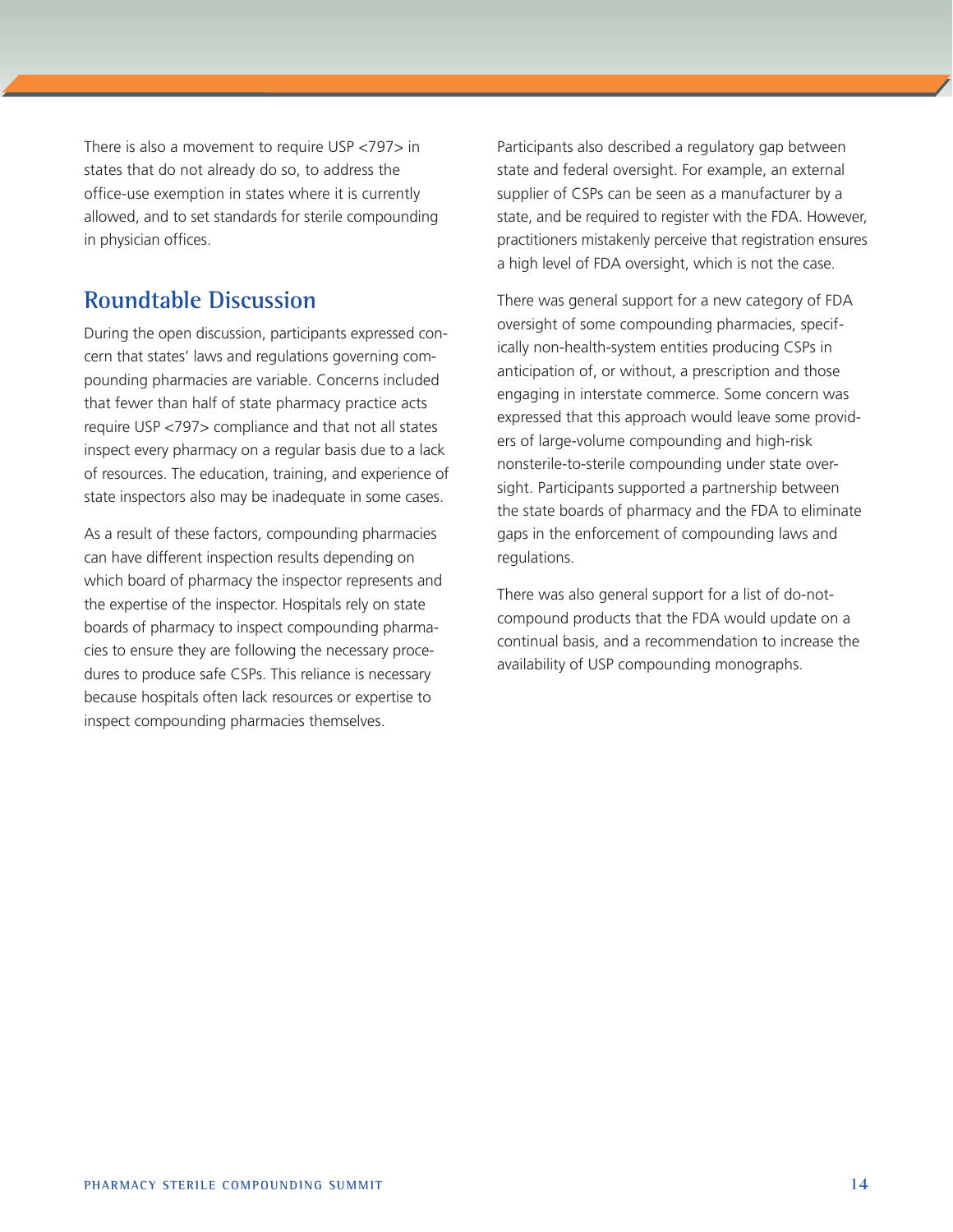There is also a movement to require USP <797> in states that do not already do so, to address the office-use exemption in states where it is currently allowed, and to set standards for sterile compounding in physician offices.

## Roundtable Discussion

During the open discussion, participants expressed concern that states' laws and regulations governing compounding pharmacies are variable. Concerns included that fewer than half of state pharmacy practice acts require USP <797> compliance and that not all states inspect every pharmacy on a regular basis due to a lack of resources. The education, training, and experience of state inspectors also may be inadequate in some cases.

As a result of these factors, compounding pharmacies can have different inspection results depending on which board of pharmacy the inspector represents and the expertise of the inspector. Hospitals rely on state boards of pharmacy to inspect compounding pharmacies to ensure they are following the necessary procedures to produce safe CSPs. This reliance is necessary because hospitals often lack resources or expertise to inspect compounding pharmacies themselves.

Participants also described a regulatory gap between state and federal oversight. For example, an external supplier of CSPs can be seen as a manufacturer by a state, and be required to register with the FDA. However, practitioners mistakenly perceive that registration ensures a high level of FDA oversight, which is not the case.

There was general support for a new category of FDA oversight of some compounding pharmacies, specifically non-health-system entities producing CSPs in anticipation of, or without, a prescription and those engaging in interstate commerce. Some concern was expressed that this approach would leave some providers of large-volume compounding and high-risk nonsterile-to-sterile compounding under state oversight. Participants supported a partnership between the state boards of pharmacy and the FDA to eliminate gaps in the enforcement of compounding laws and regulations.

There was also general support for a list of do-not-compound products that the FDA would update on a continual basis, and a recommendation to increase the availability of USP compounding monographs.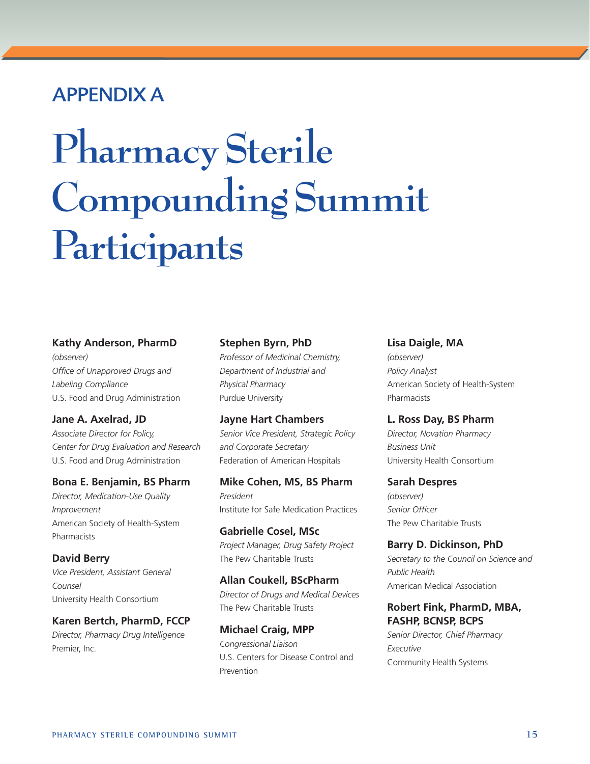## APPENDIX A

# Pharmacy Sterile Compounding Summit Participants

**Kathy Anderson, PharmD**
*(observer)*
*Office of Unapproved Drugs and Labeling Compliance*
U.S. Food and Drug Administration

**Jane A. Axelrad, JD**
*Associate Director for Policy, Center for Drug Evaluation and Research*
U.S. Food and Drug Administration

**Bona E. Benjamin, BS Pharm**
*Director, Medication-Use Quality Improvement*
American Society of Health-System Pharmacists

**David Berry**
*Vice President, Assistant General Counsel*
University Health Consortium

**Karen Bertch, PharmD, FCCP**
*Director, Pharmacy Drug Intelligence*
Premier, Inc.

**Stephen Byrn, PhD**
*Professor of Medicinal Chemistry, Department of Industrial and Physical Pharmacy*
Purdue University

**Jayne Hart Chambers**
*Senior Vice President, Strategic Policy and Corporate Secretary*
Federation of American Hospitals

**Mike Cohen, MS, BS Pharm**
*President*
Institute for Safe Medication Practices

**Gabrielle Cosel, MSc**
*Project Manager, Drug Safety Project*
The Pew Charitable Trusts

**Allan Coukell, BScPharm**
*Director of Drugs and Medical Devices*
The Pew Charitable Trusts

**Michael Craig, MPP**
*Congressional Liaison*
U.S. Centers for Disease Control and Prevention

**Lisa Daigle, MA**
*(observer)*
*Policy Analyst*
American Society of Health-System Pharmacists

**L. Ross Day, BS Pharm**
*Director, Novation Pharmacy Business Unit*
University Health Consortium

**Sarah Despres**
*(observer)*
*Senior Officer*
The Pew Charitable Trusts

**Barry D. Dickinson, PhD**
*Secretary to the Council on Science and Public Health*
American Medical Association

**Robert Fink, PharmD, MBA, FASHP, BCNSP, BCPS**
*Senior Director, Chief Pharmacy Executive*
Community Health Systems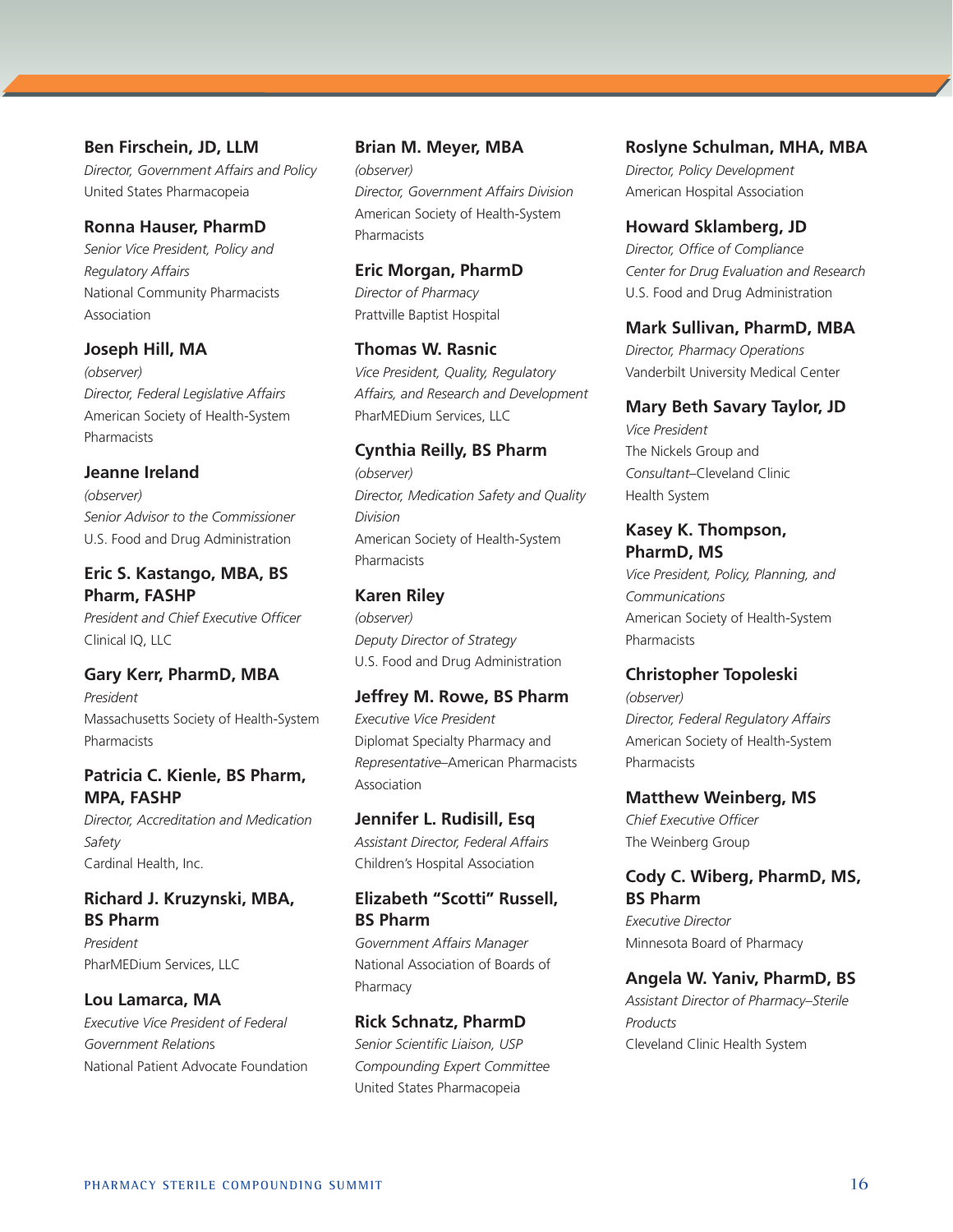**Ben Firschein, JD, LLM**
*Director, Government Affairs and Policy*
United States Pharmacopeia

**Ronna Hauser, PharmD**
*Senior Vice President, Policy and Regulatory Affairs*
National Community Pharmacists Association

**Joseph Hill, MA**
*(observer)*
*Director, Federal Legislative Affairs*
American Society of Health-System Pharmacists

**Jeanne Ireland**
*(observer)*
*Senior Advisor to the Commissioner*
U.S. Food and Drug Administration

**Eric S. Kastango, MBA, BS Pharm, FASHP**
*President and Chief Executive Officer*
Clinical IQ, LLC

**Gary Kerr, PharmD, MBA**
*President*
Massachusetts Society of Health-System Pharmacists

**Patricia C. Kienle, BS Pharm, MPA, FASHP**
*Director, Accreditation and Medication Safety*
Cardinal Health, Inc.

**Richard J. Kruzynski, MBA, BS Pharm**
*President*
PharMEDium Services, LLC

**Lou Lamarca, MA**
*Executive Vice President of Federal Government Relations*
National Patient Advocate Foundation

**Brian M. Meyer, MBA**
*(observer)*
*Director, Government Affairs Division*
American Society of Health-System Pharmacists

**Eric Morgan, PharmD**
*Director of Pharmacy*
Prattville Baptist Hospital

**Thomas W. Rasnic**
*Vice President, Quality, Regulatory Affairs, and Research and Development*
PharMEDium Services, LLC

**Cynthia Reilly, BS Pharm**
*(observer)*
*Director, Medication Safety and Quality Division*
American Society of Health-System Pharmacists

**Karen Riley**
*(observer)*
*Deputy Director of Strategy*
U.S. Food and Drug Administration

**Jeffrey M. Rowe, BS Pharm**
*Executive Vice President*
Diplomat Specialty Pharmacy and *Representative*–American Pharmacists Association

**Jennifer L. Rudisill, Esq**
*Assistant Director, Federal Affairs*
Children's Hospital Association

**Elizabeth "Scotti" Russell, BS Pharm**
*Government Affairs Manager*
National Association of Boards of Pharmacy

**Rick Schnatz, PharmD**
*Senior Scientific Liaison, USP Compounding Expert Committee*
United States Pharmacopeia

**Roslyne Schulman, MHA, MBA**
*Director, Policy Development*
American Hospital Association

**Howard Sklamberg, JD**
*Director, Office of Compliance*
*Center for Drug Evaluation and Research*
U.S. Food and Drug Administration

**Mark Sullivan, PharmD, MBA**
*Director, Pharmacy Operations*
Vanderbilt University Medical Center

**Mary Beth Savary Taylor, JD**
*Vice President*
The Nickels Group and *Consultant*–Cleveland Clinic Health System

**Kasey K. Thompson, PharmD, MS**
*Vice President, Policy, Planning, and Communications*
American Society of Health-System Pharmacists

**Christopher Topoleski**
*(observer)*
*Director, Federal Regulatory Affairs*
American Society of Health-System Pharmacists

**Matthew Weinberg, MS**
*Chief Executive Officer*
The Weinberg Group

**Cody C. Wiberg, PharmD, MS, BS Pharm**
*Executive Director*
Minnesota Board of Pharmacy

**Angela W. Yaniv, PharmD, BS**
*Assistant Director of Pharmacy–Sterile Products*
Cleveland Clinic Health System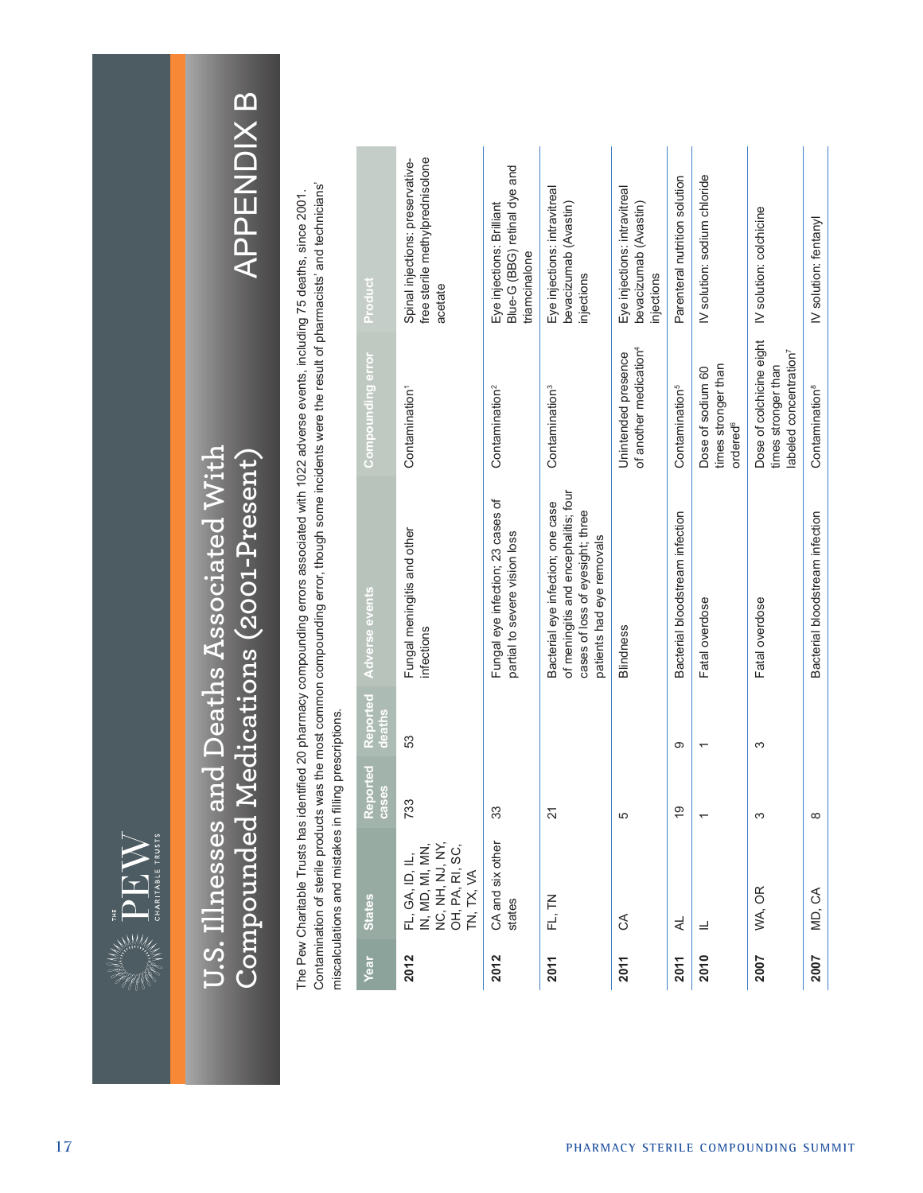# U.S. Illnesses and Deaths Associated With Compounded Medications (2001-Present)

## APPENDIX B

The Pew Charitable Trusts has identified 20 pharmacy compounding errors associated with 1022 adverse events, including 75 deaths, since 2001. Contamination of sterile products was the most common compounding error, though some incidents were the result of pharmacists' and technicians' miscalculations and mistakes in filling prescriptions.

| Year | States | Reported cases | Reported deaths | Adverse events | Compounding error | Product |
|---|---|---|---|---|---|---|
| 2012 | FL, GA, ID, IL, IN, MD, MI, MN, NC, NH, NJ, NY, OH, PA, RI, SC, TN, TX, VA | 733 | 53 | Fungal meningitis and other infections | Contamination[1] | Spinal injections: preservative-free sterile methylprednisolone acetate |
| 2012 | CA and six other states | 33 | | Fungal eye infection; 23 cases of partial to severe vision loss | Contamination[2] | Eye injections: Brilliant Blue-G (BBG) retinal dye and triamcinalone |
| 2011 | FL, TN | 21 | | Bacterial eye infection; one case of meningitis and encephalitis; four cases of loss of eyesight; three patients had eye removals | Contamination[3] | Eye injections: intravitreal bevacizumab (Avastin) injections |
| 2011 | CA | 5 | | Blindness | Unintended presence of another medication[4] | Eye injections: intravitreal bevacizumab (Avastin) injections |
| 2011 | AL | 19 | 9 | Bacterial bloodstream infection | Contamination[5] | Parenteral nutrition solution |
| 2010 | IL | 1 | 1 | Fatal overdose | Dose of sodium 60 times stronger than ordered[6] | IV solution: sodium chloride |
| 2007 | WA, OR | 3 | 3 | Fatal overdose | Dose of colchicine eight times stronger than labeled concentration[7] | IV solution: colchicine |
| 2007 | MD, CA | 8 | | Bacterial bloodstream infection | Contamination[8] | IV solution: fentanyl |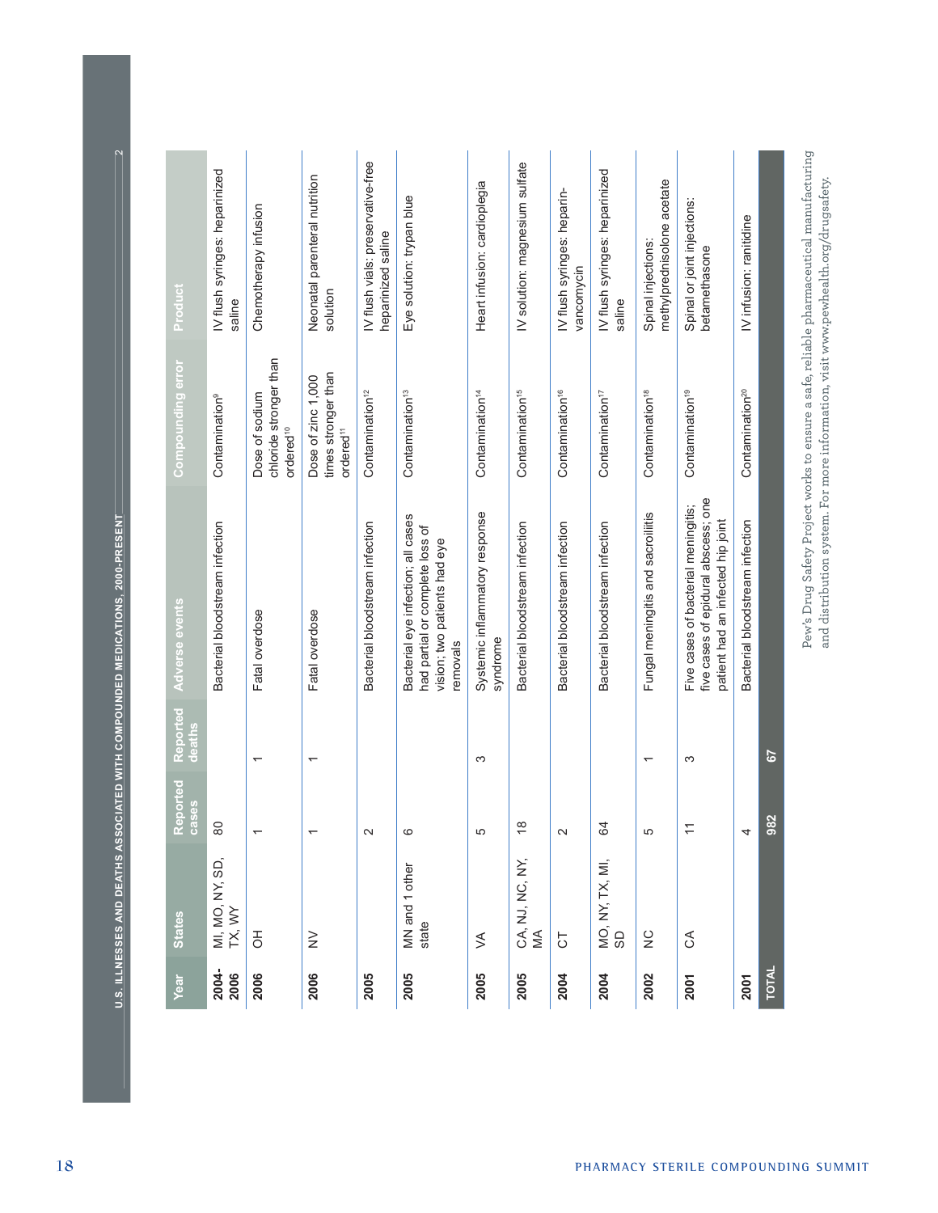## U.S. ILLNESSES AND DEATHS ASSOCIATED WITH COMPOUNDED MEDICATIONS, 2000-PRESENT

| Year | States | Reported cases | Reported deaths | Adverse events | Compounding error | Product |
|---|---|---|---|---|---|---|
| 2004-2006 | MI, MO, NY, SD, TX, WY | 80 | | Bacterial bloodstream infection | Contamination[9] | IV flush syringes: heparinized saline |
| 2006 | OH | 1 | 1 | Fatal overdose | Dose of sodium chloride stronger than ordered[10] | Chemotherapy infusion |
| 2006 | NV | 1 | 1 | Fatal overdose | Dose of zinc 1,000 times stronger than ordered[11] | Neonatal parenteral nutrition solution |
| 2005 | | 2 | | Bacterial bloodstream infection | Contamination[12] | IV flush vials: preservative-free heparinized saline |
| 2005 | MN and 1 other state | 6 | | Bacterial eye infection; all cases had partial or complete loss of vision; two patients had eye removals | Contamination[13] | Eye solution: trypan blue |
| 2005 | VA | 5 | 3 | Systemic inflammatory response syndrome | Contamination[14] | Heart infusion: cardioplegia |
| 2005 | CA, NJ, NC, NY, MA | 18 | | Bacterial bloodstream infection | Contamination[15] | IV solution: magnesium sulfate |
| 2004 | CT | 2 | | Bacterial bloodstream infection | Contamination[16] | IV flush syringes: heparin-vancomycin |
| 2004 | MO, NY, TX, MI, SD | 64 | | Bacterial bloodstream infection | Contamination[17] | IV flush syringes: heparinized saline |
| 2002 | NC | 5 | 1 | Fungal meningitis and sacroiliitis | Contamination[18] | Spinal injections: methylprednisolone acetate |
| 2001 | CA | 11 | 3 | Five cases of bacterial meningitis; five cases of epidural abscess; one patient had an infected hip joint | Contamination[19] | Spinal or joint injections: betamethasone |
| 2001 | | 4 | | Bacterial bloodstream infection | Contamination[20] | IV infusion: ranitidine |
| **TOTAL** | | **982** | **67** | | | |

Pew's Drug Safety Project works to ensure a safe, reliable pharmaceutical manufacturing and distribution system. For more information, visit www.pewhealth.org/drugsafety.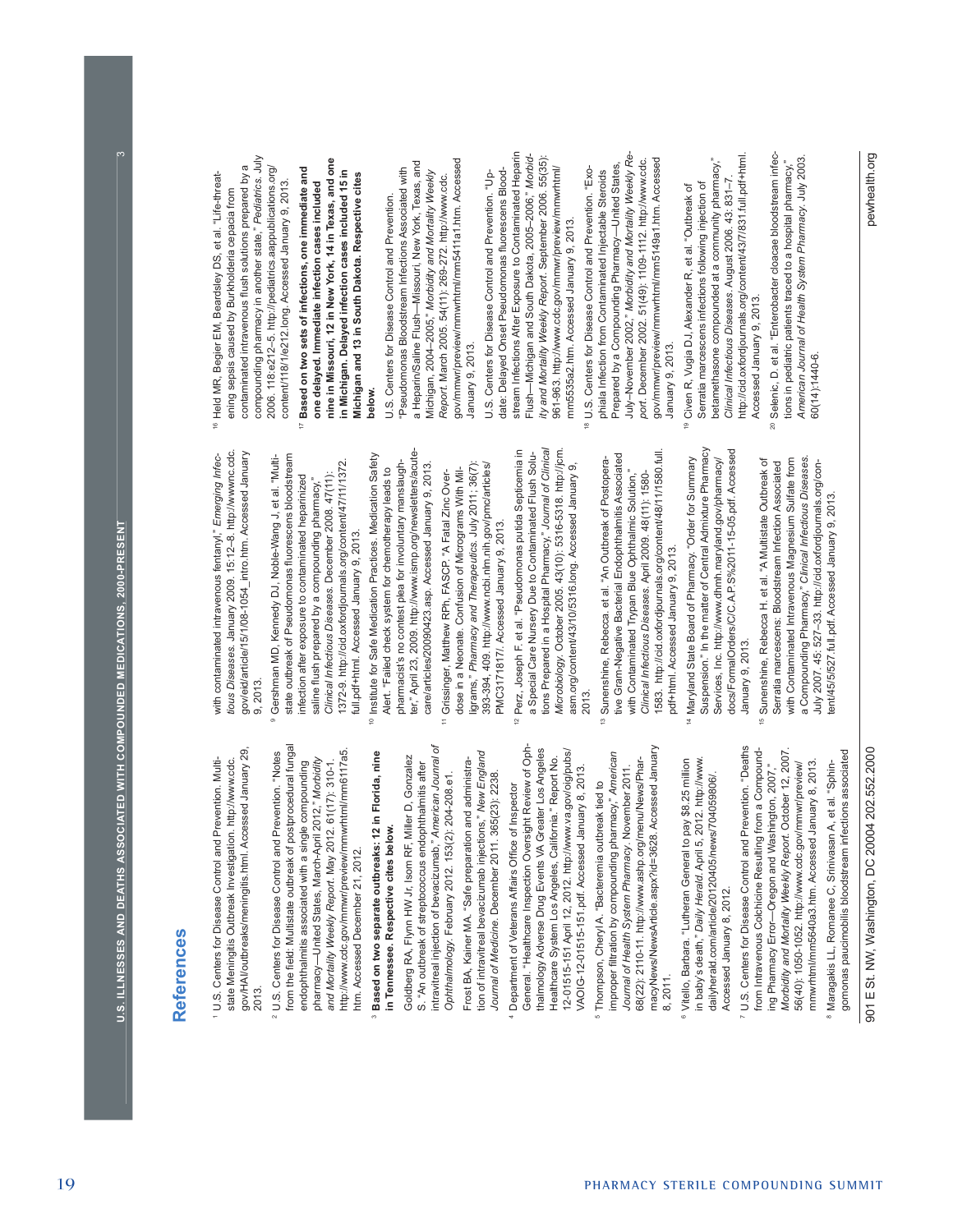# References

[1] U.S. Centers for Disease Control and Prevention. Multi-state Meningitis Outbreak Investigation. http://www.cdc.gov/HAI/outbreaks/meningitis.html. Accessed January 29, 2013.

[2] U.S. Centers for Disease Control and Prevention. "Notes from the field: Multistate outbreak of postprocedural fungal endophthalmitis associated with a single compounding pharmacy—United States, March-April 2012," *Morbidity and Mortality Weekly Report*. May 2012. 61(17): 310-1. http://www.cdc.gov/mmwr/preview/mmwrhtml/mm6117a5.htm. Accessed December 21, 2012.

[3] **Based on two separate outbreaks: 12 in Florida, nine in Tennessee. Respective cites below.**

Goldberg RA, Flynn HW Jr, Isom RF, Miller D, Gonzalez S. "An outbreak of streptococcus endophthalmitis after intravitreal injection of bevacizumab," *American Journal of Ophthalmology*. February 2012. 153(2): 204-208.e1.

Frost BA, Kainer MA. "Safe preparation and administration of intravitreal bevacizumab injections," *New England Journal of Medicine*. December 2011. 365(23): 2238.

[4] Department of Veterans Affairs Office of Inspector General. "Healthcare Inspection Oversight Review of Ophthalmology Adverse Drug Events VA Greater Los Angeles Healthcare System Los Angeles, California." Report No. 12-01515-151 April 12, 2012. http://www.va.gov/oig/pubs/VAOIG-12-01515-151.pdf. Accessed January 8, 2013.

[5] Thompson, Cheryl A. "Bacteremia outbreak tied to improper filtration by compounding pharmacy," *American Journal of Health System Pharmacy*. November 2011. 68(22): 2110-11. http://www.ashp.org/menu/News/PharmacyNews/NewsArticle.aspx?id=3628. Accessed January 8, 2011.

[6] Vitello, Barbara. "Lutheran General to pay $8.25 million in baby's death," *Daily Herald*. April 5, 2012. http://www.dailyherald.com/article/20120405/news/704059806/. Accessed January 8, 2012.

[7] U.S. Centers for Disease Control and Prevention. "Deaths from Intravenous Colchicine Resulting from a Compounding Pharmacy Error—Oregon and Washington, 2007," *Morbidity and Mortality Weekly Report*. October 12, 2007. 56(40): 1050-1052. http://www.cdc.gov/mmwr/preview/mmwrhtml/mm5640a3.htm. Accessed January 8, 2013.

[8] Maragakis LL, Romanee C, Srinivasan A, et al. "Sphingomonas paucimobilis bloodstream infections associated with contaminated intravenous fentanyl," *Emerging Infectious Diseases*. January 2009. 15:12–8. http://wwwnc.cdc.gov/eid/article/15/1/08-1054_intro.htm. Accessed January 9, 2013.

[9] Gershman MD, Kennedy DJ, Noble-Wang J, et al. "Multistate outbreak of Pseudomonas fluorescens bloodstream infection after exposure to contaminated heparinized saline flush prepared by a compounding pharmacy," *Clinical Infectious Diseases*. December 2008. 47(11): 1372-9. http://cid.oxfordjournals.org/content/47/11/1372.full.pdf+html. Accessed January 9, 2013.

[10] Institute for Safe Medication Practices. Medication Safety Alert. "Failed check system for chemotherapy leads to pharmacist's no contest plea for involuntary manslaughter," April 23, 2009. http://www.ismp.org/newsletters/acutecare/articles/20090423.asp. Accessed January 9, 2013.

[11] Grissinger, Matthew RPh, FASCP. "A Fatal Zinc Overdose in a Neonate. Confusion of Micrograms With Milligrams," *Pharmacy and Therapeutics*. July 2011; 36(7): 393-394, 409. http://www.ncbi.nlm.nih.gov/pmc/articles/PMC3171817/. Accessed January 9, 2013.

[12] Perz, Joseph F. et al. "Pseudomonas putida Septicemia in a Special Care Nursery Due to Contaminated Flush Solutions Prepared in a Hospital Pharmacy," *Journal of Clinical Microbiology*. October 2005. 43(10): 5316-5318. http://jcm.asm.org/content/43/10/5316.long. Accessed January 9, 2013.

[13] Sunenshine, Rebecca. et al. "An Outbreak of Postoperative Gram-Negative Bacterial Endophthalmitis Associated with Contaminated Trypan Blue Ophthalmic Solution," *Clinical Infectious Diseases*. April 2009. 48(11): 1580-1583. http://cid.oxfordjournals.org/content/48/11/1580.full.pdf+html. Accessed January 9, 2013.

[14] Maryland State Board of Pharmacy. "Order for Summary Suspension." In the matter of Central Admixture Pharmacy Services, Inc. http://www.dhmh.maryland.gov/pharmacy/docs/FormalOrders/C/C.A.P.S%2011-15-05.pdf. Accessed January 9, 2013.

[15] Sunenshine, Rebecca H. et al. "A Multistate Outbreak of Serratia marcescens: Bloodstream Infection Associated with Contaminated Intravenous Magnesium Sulfate from a Compounding Pharmacy," *Clinical Infectious Diseases*. July 2007. 45: 527–33. http://cid.oxfordjournals.org/content/45/5/527.full.pdf. Accessed January 9, 2013.

[16] Held MR, Begier EM, Beardsley DS, et al. "Life-threatening sepsis caused by Burkholderia cepacia from contaminated intravenous flush solutions prepared by a compounding pharmacy in another state," *Pediatrics*. July 2006. 118:e212–5. http://pediatrics.aappublications.org/content/118/1/e212.long. Accessed January 9, 2013.

[17] **Based on two sets of infections, one immediate and one delayed. Immediate infection cases included nine in Missouri, 12 in New York, 14 in Texas, and one in Michigan. Delayed infection cases included 15 in Michigan and 13 in South Dakota. Respective cites below.**

U.S. Centers for Disease Control and Prevention. "Pseudomonas Bloodstream Infections Associated with a Heparin/Saline Flush—Missouri, New York, Texas, and Michigan, 2004–2005," *Morbidity and Mortality Weekly Report*. March 2005. 54(11): 269-272. http://www.cdc.gov/mmwr/preview/mmwrhtml/mm5411a1.htm. Accessed January 9, 2013.

U.S. Centers for Disease Control and Prevention. "Update: Delayed Onset Pseudomonas fluorescens Bloodstream Infections After Exposure to Contaminated Heparin Flush—Michigan and South Dakota, 2005–2006," *Morbidity and Mortality Weekly Report*. September 2006. 55(35): 961-963. http://www.cdc.gov/mmwr/preview/mmwrhtml/mm5535a2.htm. Accessed January 9, 2013.

[18] U.S. Centers for Disease Control and Prevention. "Exophiala Infection from Contaminated Injectable Steroids Prepared by a Compounding Pharmacy—United States, July–November 2002," *Morbidity and Mortality Weekly Report*. December 2002. 51(49): 1109-1112. http://www.cdc.gov/mmwr/preview/mmwrhtml/mm5149a1.htm. Accessed January 9, 2013.

[19] Civen R, Vugia DJ, Alexander R, et al. "Outbreak of Serratia marcescens infections following injection of betamethasone compounded at a community pharmacy," *Clinical Infectious Diseases*. August 2006. 43: 831–7. http://cid.oxfordjournals.org/content/43/7/831.full.pdf+html. Accessed January 9, 2013.

[20] Selenic, D. et al. "Enterobacter cloacae bloodstream infections in pediatric patients traced to a hospital pharmacy," *American Journal of Health System Pharmacy*. July 2003. 60(14):1440-6.

901 E St. NW, Washington, DC 20004 202.552.2000

pewhealth.org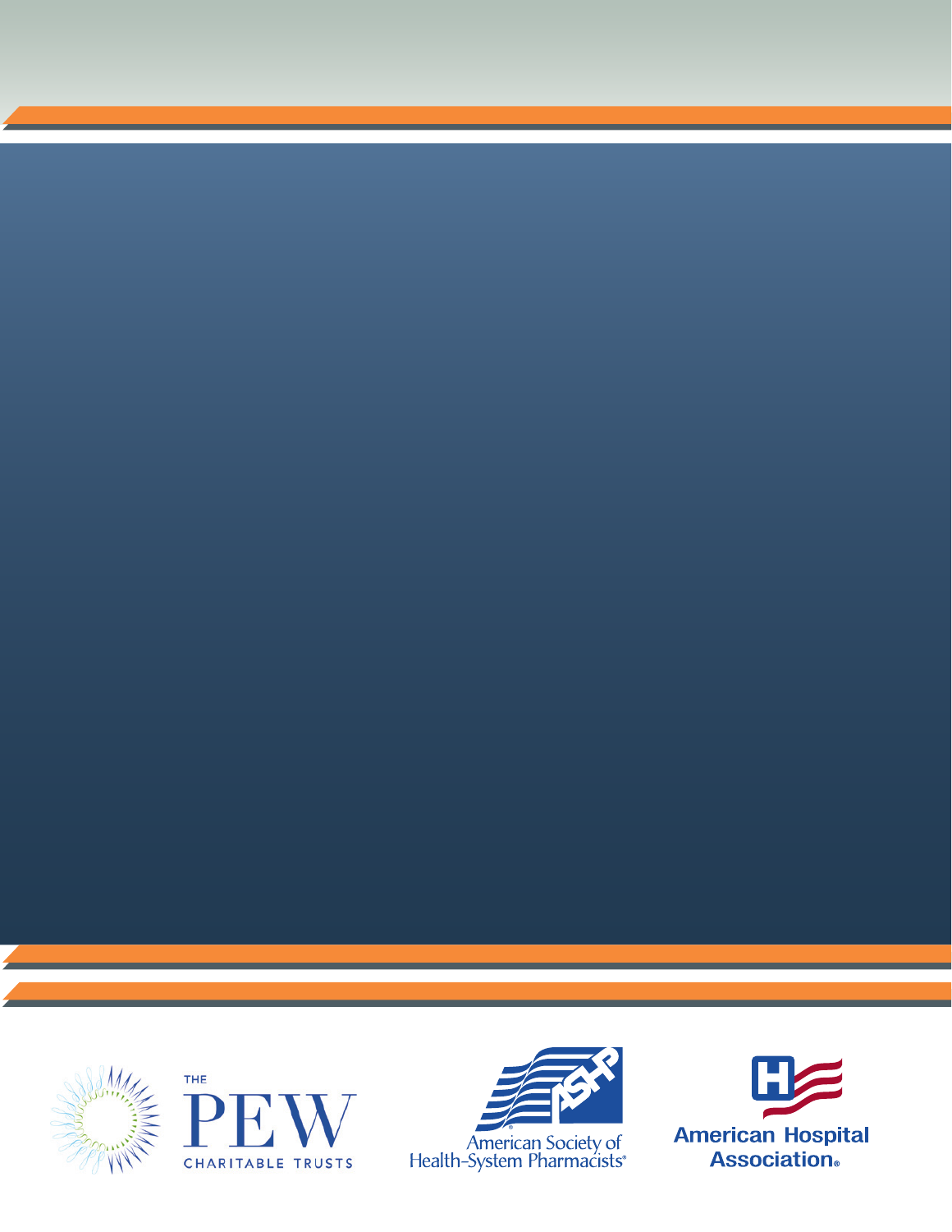THE PEW CHARITABLE TRUSTS

American Society of Health-System Pharmacists®

American Hospital Association®